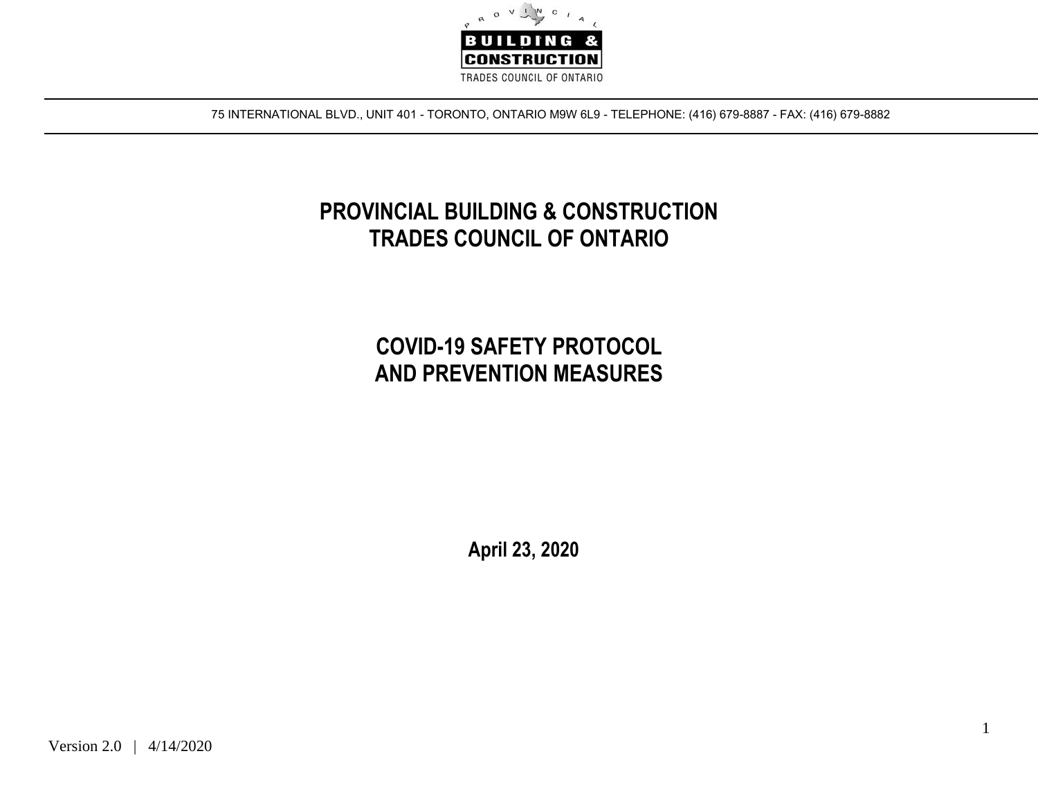PROVINCIAL BUILDING & CONSTRUCTION TRADES COUNCIL OF ONTARIO

75 INTERNATIONAL BLVD., UNIT 401 - TORONTO, ONTARIO M9W 6L9 - TELEPHONE: (416) 679-8887 - FAX: (416) 679-8882

# PROVINCIAL BUILDING & CONSTRUCTION TRADES COUNCIL OF ONTARIO

# COVID-19 SAFETY PROTOCOL AND PREVENTION MEASURES

**April 23, 2020**

Version 2.0 | 4/14/2020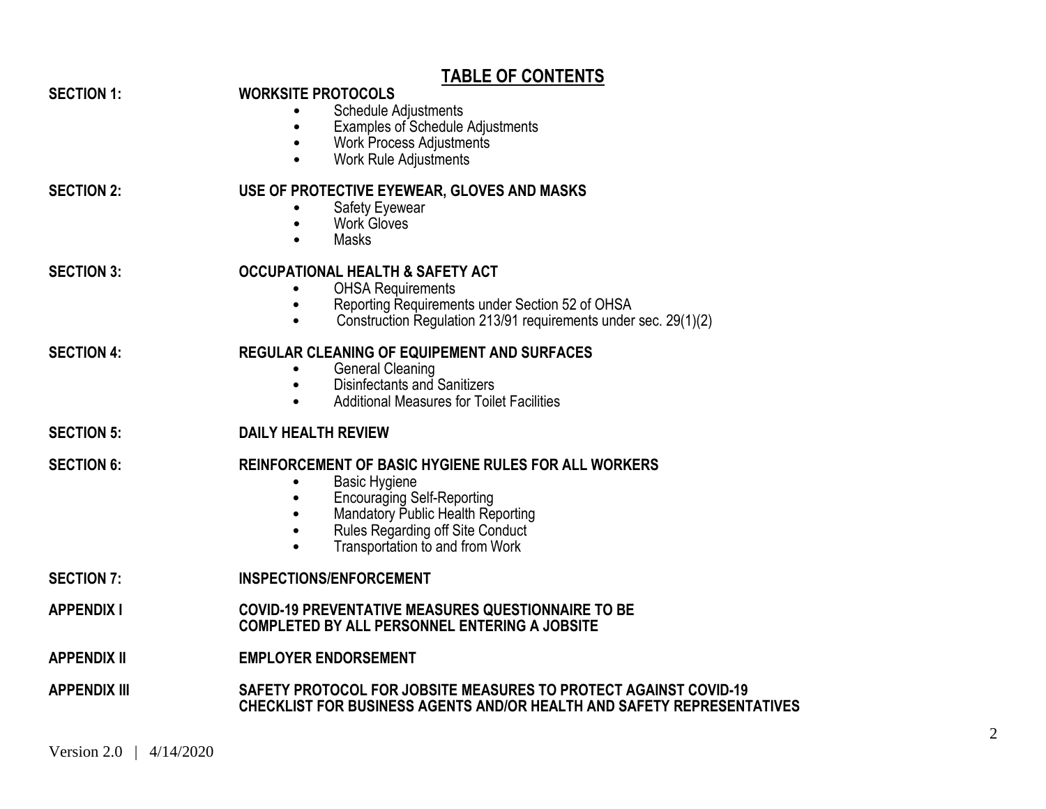# TABLE OF CONTENTS

**SECTION 1:** **WORKSITE PROTOCOLS**

- Schedule Adjustments
- Examples of Schedule Adjustments
- Work Process Adjustments
- Work Rule Adjustments

**SECTION 2:** **USE OF PROTECTIVE EYEWEAR, GLOVES AND MASKS**

- Safety Eyewear
- Work Gloves
- Masks

**SECTION 3:** **OCCUPATIONAL HEALTH & SAFETY ACT**

- OHSA Requirements
- Reporting Requirements under Section 52 of OHSA
- Construction Regulation 213/91 requirements under sec. 29(1)(2)

**SECTION 4:** **REGULAR CLEANING OF EQUIPEMENT AND SURFACES**

- General Cleaning
- Disinfectants and Sanitizers
- Additional Measures for Toilet Facilities

**SECTION 5:** **DAILY HEALTH REVIEW**

**SECTION 6:** **REINFORCEMENT OF BASIC HYGIENE RULES FOR ALL WORKERS**

- Basic Hygiene
- Encouraging Self-Reporting
- Mandatory Public Health Reporting
- Rules Regarding off Site Conduct
- Transportation to and from Work

**SECTION 7:** **INSPECTIONS/ENFORCEMENT**

**APPENDIX I** **COVID-19 PREVENTATIVE MEASURES QUESTIONNAIRE TO BE COMPLETED BY ALL PERSONNEL ENTERING A JOBSITE**

**APPENDIX II** **EMPLOYER ENDORSEMENT**

**APPENDIX III** **SAFETY PROTOCOL FOR JOBSITE MEASURES TO PROTECT AGAINST COVID-19 CHECKLIST FOR BUSINESS AGENTS AND/OR HEALTH AND SAFETY REPRESENTATIVES**

Version 2.0 | 4/14/2020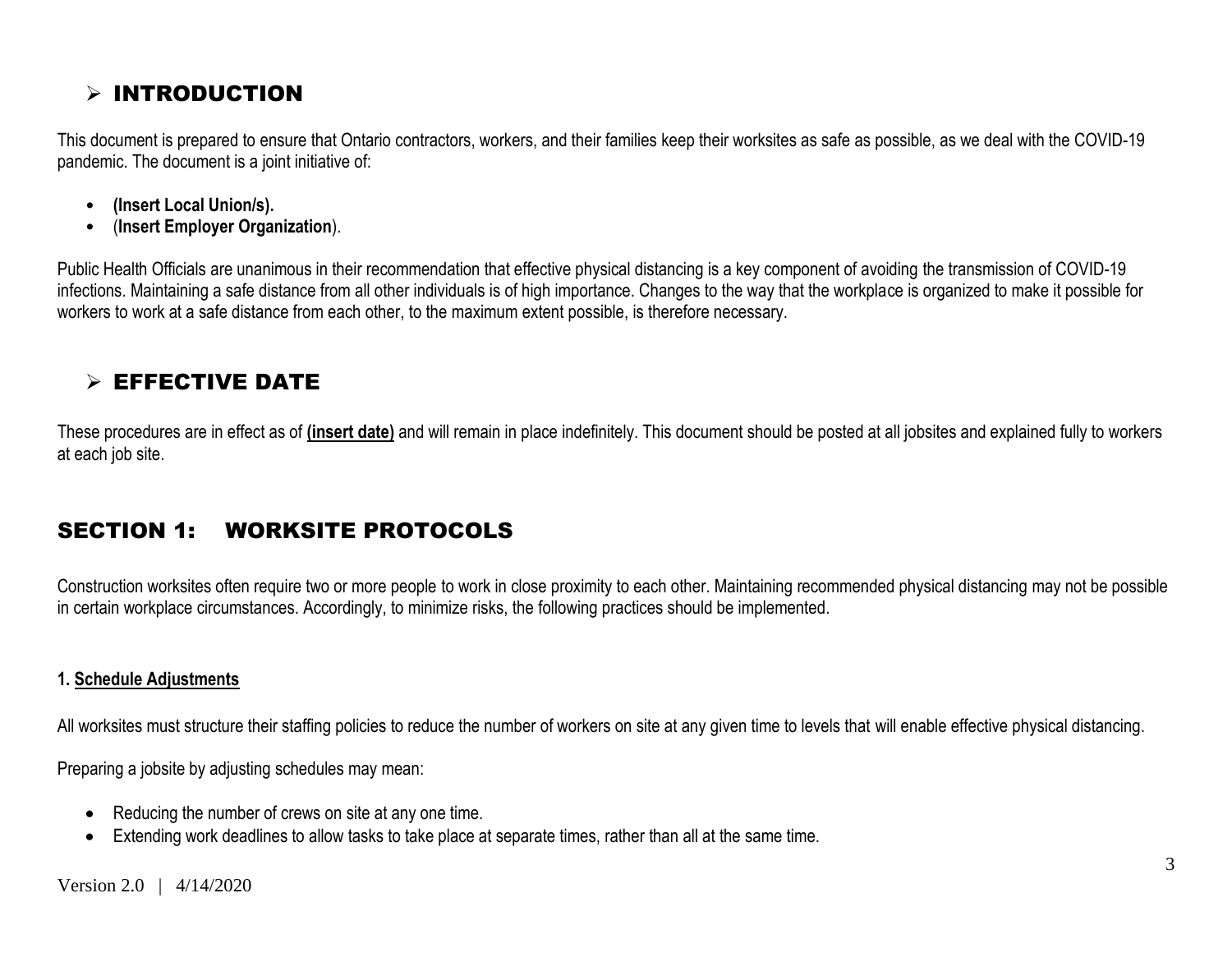## ➢ INTRODUCTION

This document is prepared to ensure that Ontario contractors, workers, and their families keep their worksites as safe as possible, as we deal with the COVID-19 pandemic. The document is a joint initiative of:

- **(Insert Local Union/s).**
- (**Insert Employer Organization**).

Public Health Officials are unanimous in their recommendation that effective physical distancing is a key component of avoiding the transmission of COVID-19 infections. Maintaining a safe distance from all other individuals is of high importance. Changes to the way that the workplace is organized to make it possible for workers to work at a safe distance from each other, to the maximum extent possible, is therefore necessary.

## ➢ EFFECTIVE DATE

These procedures are in effect as of **(insert date)** and will remain in place indefinitely. This document should be posted at all jobsites and explained fully to workers at each job site.

# SECTION 1: WORKSITE PROTOCOLS

Construction worksites often require two or more people to work in close proximity to each other. Maintaining recommended physical distancing may not be possible in certain workplace circumstances. Accordingly, to minimize risks, the following practices should be implemented.

### 1. Schedule Adjustments

All worksites must structure their staffing policies to reduce the number of workers on site at any given time to levels that will enable effective physical distancing.

Preparing a jobsite by adjusting schedules may mean:

- Reducing the number of crews on site at any one time.
- Extending work deadlines to allow tasks to take place at separate times, rather than all at the same time.

Version 2.0 | 4/14/2020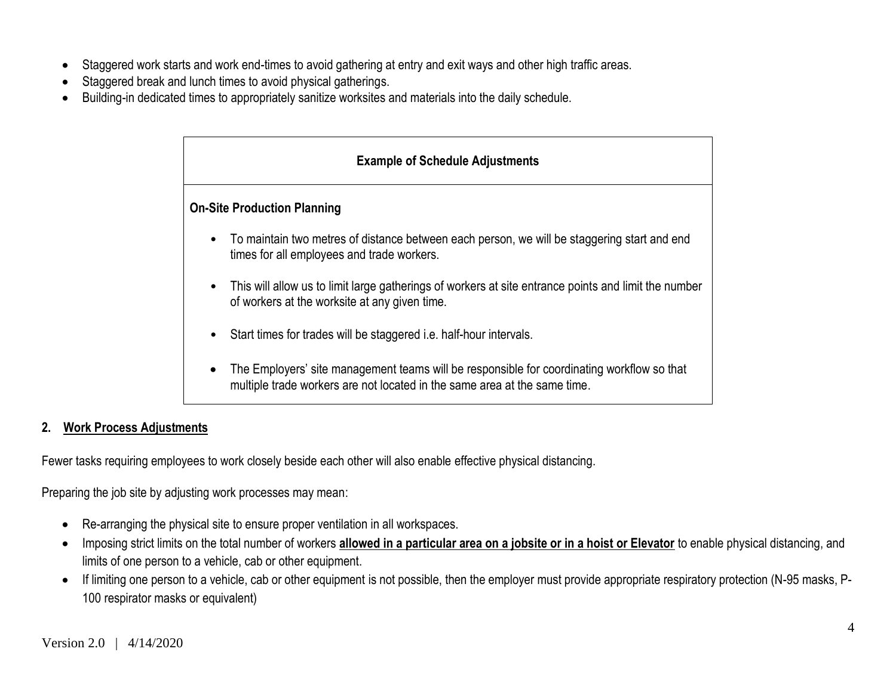- Staggered work starts and work end-times to avoid gathering at entry and exit ways and other high traffic areas.
- Staggered break and lunch times to avoid physical gatherings.
- Building-in dedicated times to appropriately sanitize worksites and materials into the daily schedule.

| **Example of Schedule Adjustments** |
|---|
| **On-Site Production Planning**<br><br>• To maintain two metres of distance between each person, we will be staggering start and end times for all employees and trade workers.<br><br>• This will allow us to limit large gatherings of workers at site entrance points and limit the number of workers at the worksite at any given time.<br><br>• Start times for trades will be staggered i.e. half-hour intervals.<br><br>• The Employers' site management teams will be responsible for coordinating workflow so that multiple trade workers are not located in the same area at the same time. |

## 2. Work Process Adjustments

Fewer tasks requiring employees to work closely beside each other will also enable effective physical distancing.

Preparing the job site by adjusting work processes may mean:

- Re-arranging the physical site to ensure proper ventilation in all workspaces.
- Imposing strict limits on the total number of workers **allowed in a particular area on a jobsite or in a hoist or Elevator** to enable physical distancing, and limits of one person to a vehicle, cab or other equipment.
- If limiting one person to a vehicle, cab or other equipment is not possible, then the employer must provide appropriate respiratory protection (N-95 masks, P-100 respirator masks or equivalent)

Version 2.0 | 4/14/2020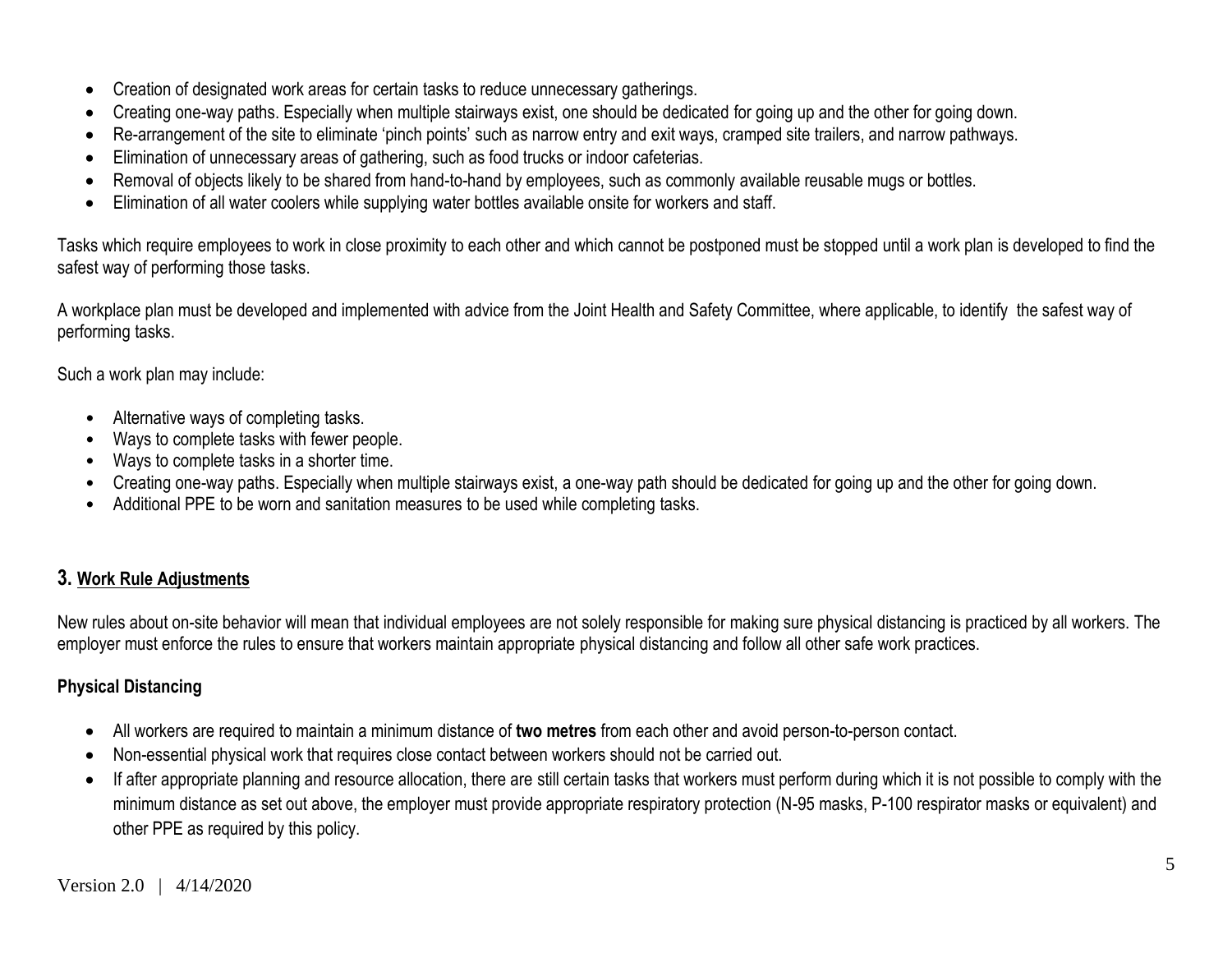- Creation of designated work areas for certain tasks to reduce unnecessary gatherings.
- Creating one-way paths. Especially when multiple stairways exist, one should be dedicated for going up and the other for going down.
- Re-arrangement of the site to eliminate 'pinch points' such as narrow entry and exit ways, cramped site trailers, and narrow pathways.
- Elimination of unnecessary areas of gathering, such as food trucks or indoor cafeterias.
- Removal of objects likely to be shared from hand-to-hand by employees, such as commonly available reusable mugs or bottles.
- Elimination of all water coolers while supplying water bottles available onsite for workers and staff.

Tasks which require employees to work in close proximity to each other and which cannot be postponed must be stopped until a work plan is developed to find the safest way of performing those tasks.

A workplace plan must be developed and implemented with advice from the Joint Health and Safety Committee, where applicable, to identify the safest way of performing tasks.

Such a work plan may include:

- Alternative ways of completing tasks.
- Ways to complete tasks with fewer people.
- Ways to complete tasks in a shorter time.
- Creating one-way paths. Especially when multiple stairways exist, a one-way path should be dedicated for going up and the other for going down.
- Additional PPE to be worn and sanitation measures to be used while completing tasks.

## 3. Work Rule Adjustments

New rules about on-site behavior will mean that individual employees are not solely responsible for making sure physical distancing is practiced by all workers. The employer must enforce the rules to ensure that workers maintain appropriate physical distancing and follow all other safe work practices.

### Physical Distancing

- All workers are required to maintain a minimum distance of **two metres** from each other and avoid person-to-person contact.
- Non-essential physical work that requires close contact between workers should not be carried out.
- If after appropriate planning and resource allocation, there are still certain tasks that workers must perform during which it is not possible to comply with the minimum distance as set out above, the employer must provide appropriate respiratory protection (N-95 masks, P-100 respirator masks or equivalent) and other PPE as required by this policy.

Version 2.0 | 4/14/2020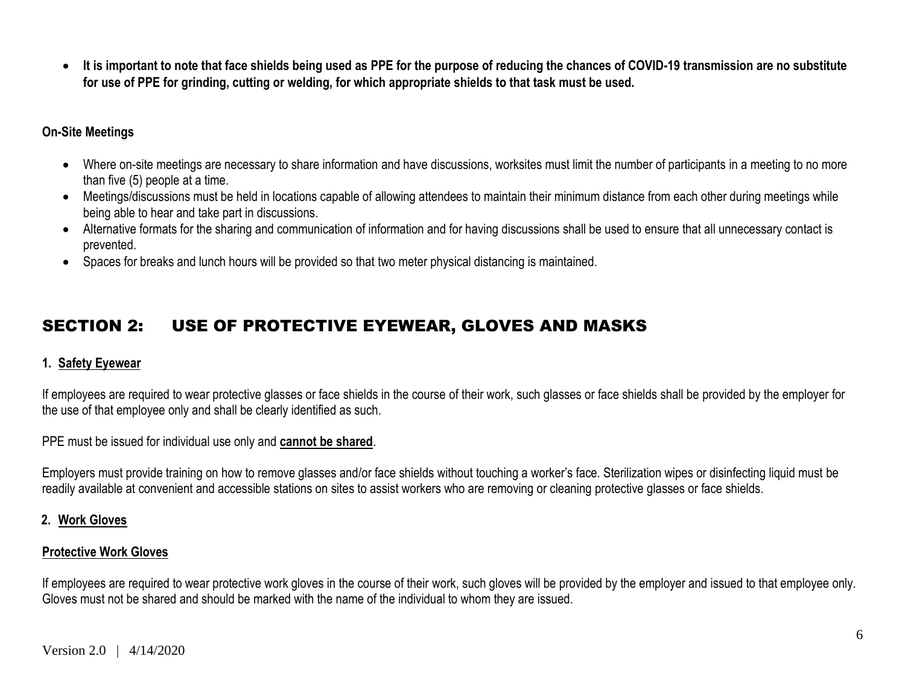- **It is important to note that face shields being used as PPE for the purpose of reducing the chances of COVID-19 transmission are no substitute for use of PPE for grinding, cutting or welding, for which appropriate shields to that task must be used.**

**On-Site Meetings**

- Where on-site meetings are necessary to share information and have discussions, worksites must limit the number of participants in a meeting to no more than five (5) people at a time.
- Meetings/discussions must be held in locations capable of allowing attendees to maintain their minimum distance from each other during meetings while being able to hear and take part in discussions.
- Alternative formats for the sharing and communication of information and for having discussions shall be used to ensure that all unnecessary contact is prevented.
- Spaces for breaks and lunch hours will be provided so that two meter physical distancing is maintained.

## SECTION 2: USE OF PROTECTIVE EYEWEAR, GLOVES AND MASKS

### 1. Safety Eyewear

If employees are required to wear protective glasses or face shields in the course of their work, such glasses or face shields shall be provided by the employer for the use of that employee only and shall be clearly identified as such.

PPE must be issued for individual use only and **cannot be shared**.

Employers must provide training on how to remove glasses and/or face shields without touching a worker's face. Sterilization wipes or disinfecting liquid must be readily available at convenient and accessible stations on sites to assist workers who are removing or cleaning protective glasses or face shields.

### 2. Work Gloves

#### Protective Work Gloves

If employees are required to wear protective work gloves in the course of their work, such gloves will be provided by the employer and issued to that employee only. Gloves must not be shared and should be marked with the name of the individual to whom they are issued.

Version 2.0 | 4/14/2020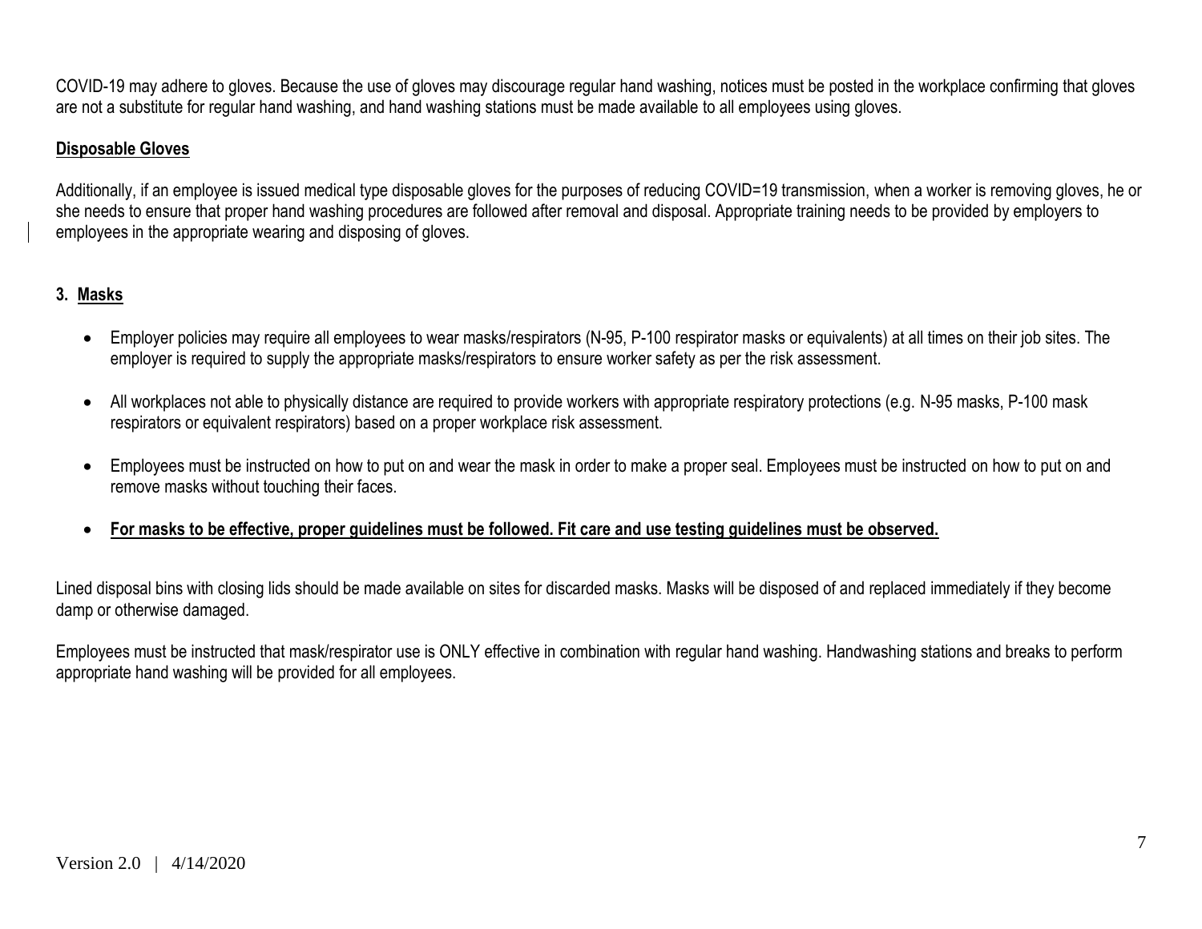COVID-19 may adhere to gloves. Because the use of gloves may discourage regular hand washing, notices must be posted in the workplace confirming that gloves are not a substitute for regular hand washing, and hand washing stations must be made available to all employees using gloves.

**Disposable Gloves**

Additionally, if an employee is issued medical type disposable gloves for the purposes of reducing COVID=19 transmission, when a worker is removing gloves, he or she needs to ensure that proper hand washing procedures are followed after removal and disposal. Appropriate training needs to be provided by employers to employees in the appropriate wearing and disposing of gloves.

## 3. Masks

- Employer policies may require all employees to wear masks/respirators (N-95, P-100 respirator masks or equivalents) at all times on their job sites. The employer is required to supply the appropriate masks/respirators to ensure worker safety as per the risk assessment.
- All workplaces not able to physically distance are required to provide workers with appropriate respiratory protections (e.g. N-95 masks, P-100 mask respirators or equivalent respirators) based on a proper workplace risk assessment.
- Employees must be instructed on how to put on and wear the mask in order to make a proper seal. Employees must be instructed on how to put on and remove masks without touching their faces.
- **For masks to be effective, proper guidelines must be followed. Fit care and use testing guidelines must be observed.**

Lined disposal bins with closing lids should be made available on sites for discarded masks. Masks will be disposed of and replaced immediately if they become damp or otherwise damaged.

Employees must be instructed that mask/respirator use is ONLY effective in combination with regular hand washing. Handwashing stations and breaks to perform appropriate hand washing will be provided for all employees.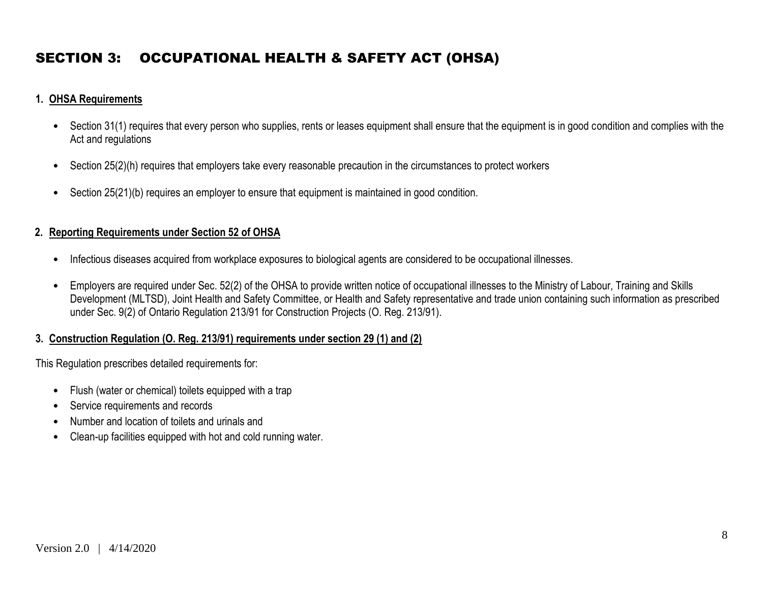# SECTION 3: OCCUPATIONAL HEALTH & SAFETY ACT (OHSA)

## 1. OHSA Requirements

- Section 31(1) requires that every person who supplies, rents or leases equipment shall ensure that the equipment is in good condition and complies with the Act and regulations
- Section 25(2)(h) requires that employers take every reasonable precaution in the circumstances to protect workers
- Section 25(21)(b) requires an employer to ensure that equipment is maintained in good condition.

## 2. Reporting Requirements under Section 52 of OHSA

- Infectious diseases acquired from workplace exposures to biological agents are considered to be occupational illnesses.
- Employers are required under Sec. 52(2) of the OHSA to provide written notice of occupational illnesses to the Ministry of Labour, Training and Skills Development (MLTSD), Joint Health and Safety Committee, or Health and Safety representative and trade union containing such information as prescribed under Sec. 9(2) of Ontario Regulation 213/91 for Construction Projects (O. Reg. 213/91).

## 3. Construction Regulation (O. Reg. 213/91) requirements under section 29 (1) and (2)

This Regulation prescribes detailed requirements for:

- Flush (water or chemical) toilets equipped with a trap
- Service requirements and records
- Number and location of toilets and urinals and
- Clean-up facilities equipped with hot and cold running water.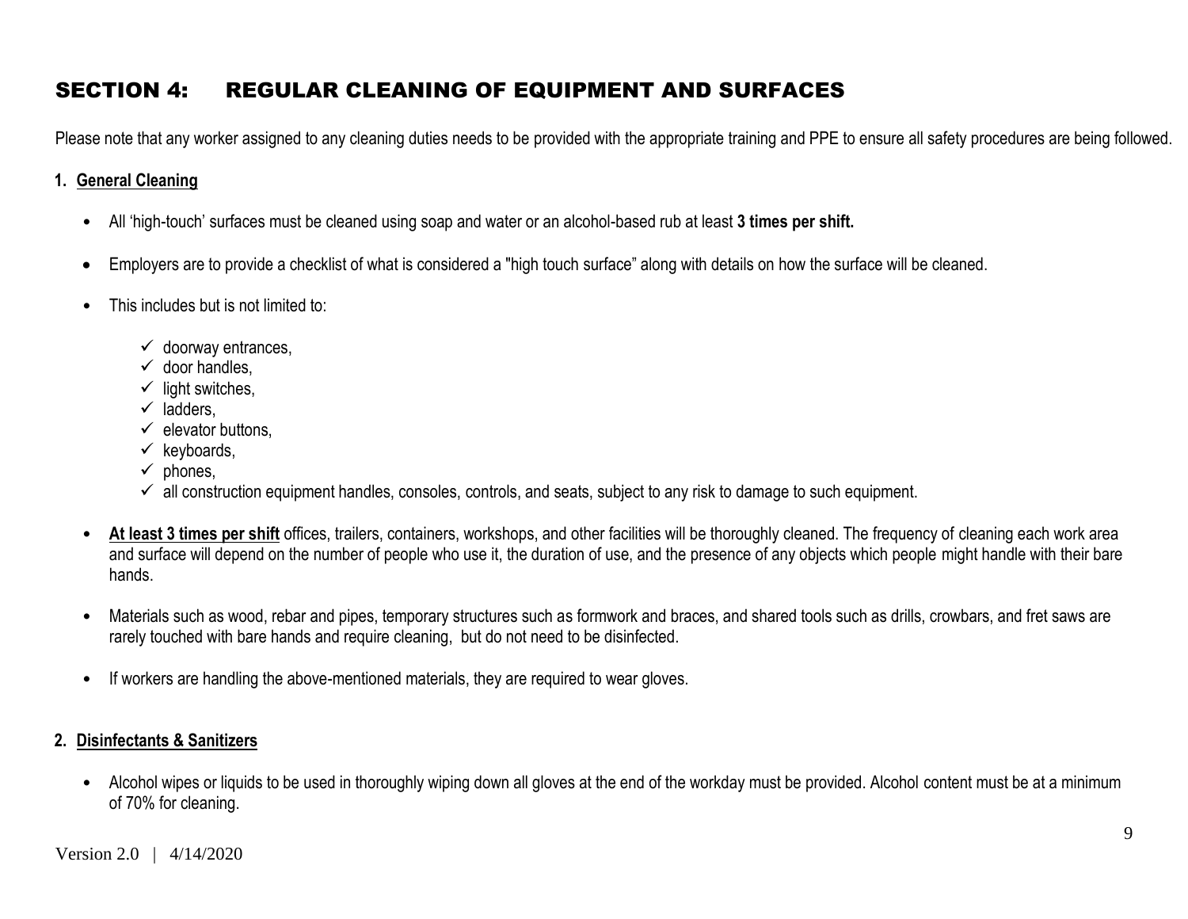# SECTION 4: REGULAR CLEANING OF EQUIPMENT AND SURFACES

Please note that any worker assigned to any cleaning duties needs to be provided with the appropriate training and PPE to ensure all safety procedures are being followed.

## 1. General Cleaning

- All 'high-touch' surfaces must be cleaned using soap and water or an alcohol-based rub at least **3 times per shift.**
- Employers are to provide a checklist of what is considered a "high touch surface" along with details on how the surface will be cleaned.
- This includes but is not limited to:
  - ✓ doorway entrances,
  - ✓ door handles,
  - ✓ light switches,
  - ✓ ladders,
  - ✓ elevator buttons,
  - ✓ keyboards,
  - ✓ phones,
  - ✓ all construction equipment handles, consoles, controls, and seats, subject to any risk to damage to such equipment.
- **At least 3 times per shift** offices, trailers, containers, workshops, and other facilities will be thoroughly cleaned. The frequency of cleaning each work area and surface will depend on the number of people who use it, the duration of use, and the presence of any objects which people might handle with their bare hands.
- Materials such as wood, rebar and pipes, temporary structures such as formwork and braces, and shared tools such as drills, crowbars, and fret saws are rarely touched with bare hands and require cleaning, but do not need to be disinfected.
- If workers are handling the above-mentioned materials, they are required to wear gloves.

## 2. Disinfectants & Sanitizers

- Alcohol wipes or liquids to be used in thoroughly wiping down all gloves at the end of the workday must be provided. Alcohol content must be at a minimum of 70% for cleaning.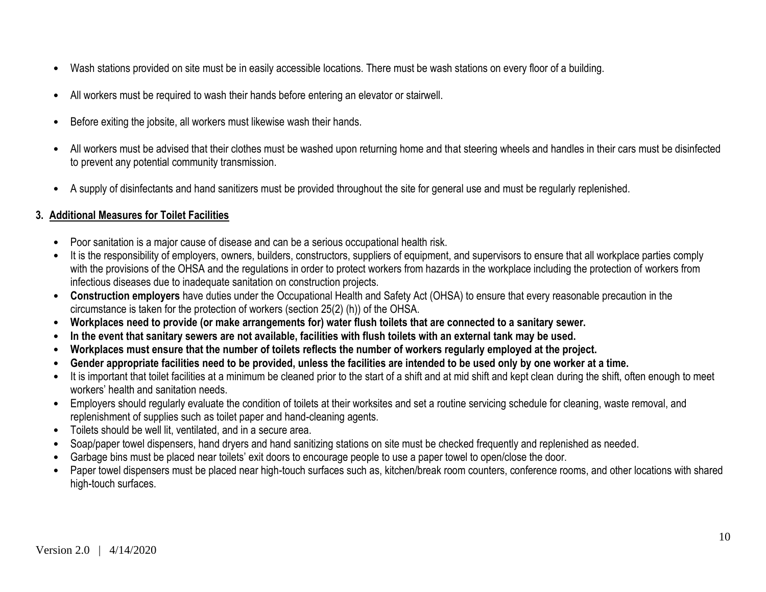- Wash stations provided on site must be in easily accessible locations. There must be wash stations on every floor of a building.
- All workers must be required to wash their hands before entering an elevator or stairwell.
- Before exiting the jobsite, all workers must likewise wash their hands.
- All workers must be advised that their clothes must be washed upon returning home and that steering wheels and handles in their cars must be disinfected to prevent any potential community transmission.
- A supply of disinfectants and hand sanitizers must be provided throughout the site for general use and must be regularly replenished.

## 3. Additional Measures for Toilet Facilities

- Poor sanitation is a major cause of disease and can be a serious occupational health risk.
- It is the responsibility of employers, owners, builders, constructors, suppliers of equipment, and supervisors to ensure that all workplace parties comply with the provisions of the OHSA and the regulations in order to protect workers from hazards in the workplace including the protection of workers from infectious diseases due to inadequate sanitation on construction projects.
- **Construction employers** have duties under the Occupational Health and Safety Act (OHSA) to ensure that every reasonable precaution in the circumstance is taken for the protection of workers (section 25(2) (h)) of the OHSA.
- **Workplaces need to provide (or make arrangements for) water flush toilets that are connected to a sanitary sewer.**
- **In the event that sanitary sewers are not available, facilities with flush toilets with an external tank may be used.**
- **Workplaces must ensure that the number of toilets reflects the number of workers regularly employed at the project.**
- **Gender appropriate facilities need to be provided, unless the facilities are intended to be used only by one worker at a time.**
- It is important that toilet facilities at a minimum be cleaned prior to the start of a shift and at mid shift and kept clean during the shift, often enough to meet workers' health and sanitation needs.
- Employers should regularly evaluate the condition of toilets at their worksites and set a routine servicing schedule for cleaning, waste removal, and replenishment of supplies such as toilet paper and hand-cleaning agents.
- Toilets should be well lit, ventilated, and in a secure area.
- Soap/paper towel dispensers, hand dryers and hand sanitizing stations on site must be checked frequently and replenished as needed.
- Garbage bins must be placed near toilets' exit doors to encourage people to use a paper towel to open/close the door.
- Paper towel dispensers must be placed near high-touch surfaces such as, kitchen/break room counters, conference rooms, and other locations with shared high-touch surfaces.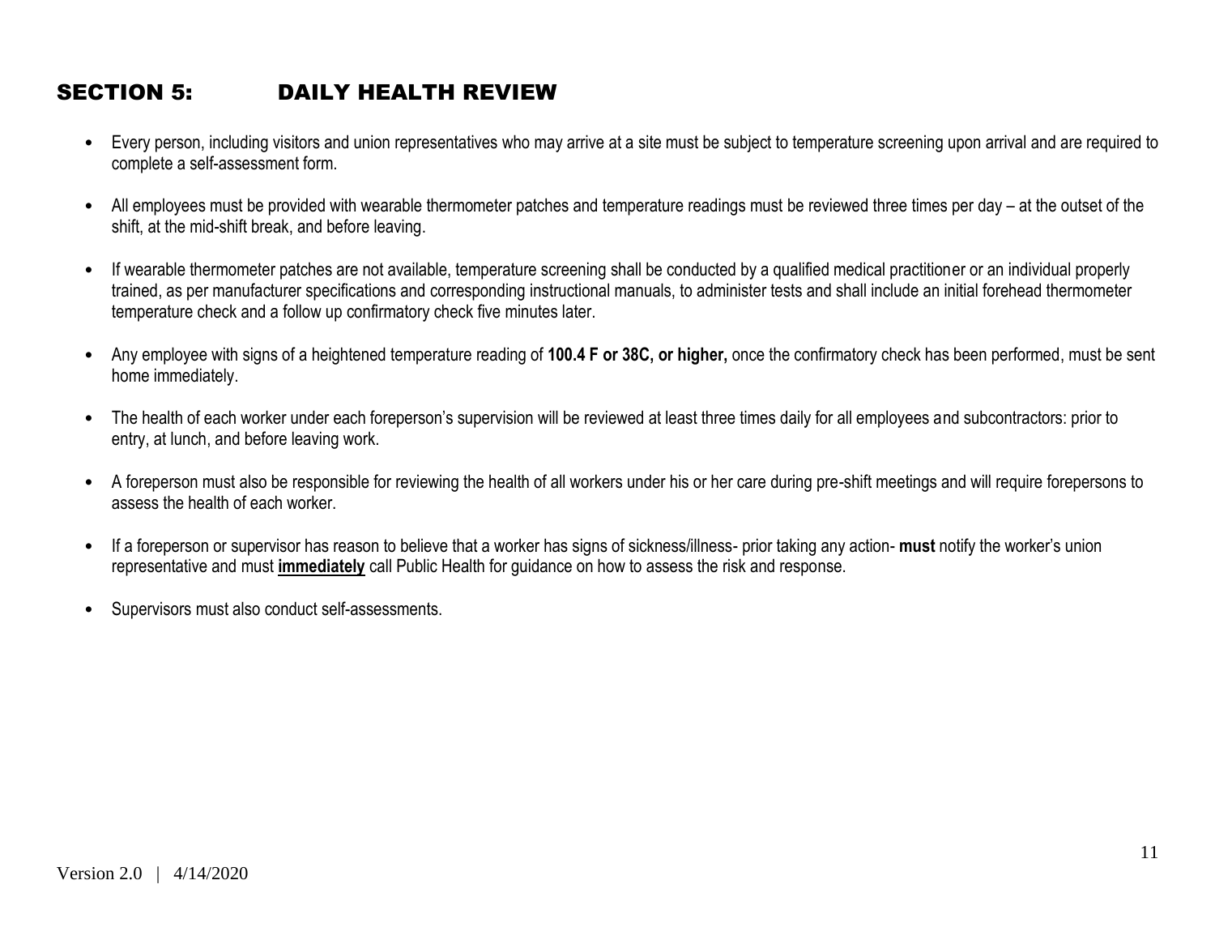## SECTION 5: DAILY HEALTH REVIEW

- Every person, including visitors and union representatives who may arrive at a site must be subject to temperature screening upon arrival and are required to complete a self-assessment form.

- All employees must be provided with wearable thermometer patches and temperature readings must be reviewed three times per day – at the outset of the shift, at the mid-shift break, and before leaving.

- If wearable thermometer patches are not available, temperature screening shall be conducted by a qualified medical practitioner or an individual properly trained, as per manufacturer specifications and corresponding instructional manuals, to administer tests and shall include an initial forehead thermometer temperature check and a follow up confirmatory check five minutes later.

- Any employee with signs of a heightened temperature reading of **100.4 F or 38C, or higher,** once the confirmatory check has been performed, must be sent home immediately.

- The health of each worker under each foreperson's supervision will be reviewed at least three times daily for all employees and subcontractors: prior to entry, at lunch, and before leaving work.

- A foreperson must also be responsible for reviewing the health of all workers under his or her care during pre-shift meetings and will require forepersons to assess the health of each worker.

- If a foreperson or supervisor has reason to believe that a worker has signs of sickness/illness- prior taking any action- **must** notify the worker's union representative and must **<u>immediately</u>** call Public Health for guidance on how to assess the risk and response.

- Supervisors must also conduct self-assessments.

Version 2.0 | 4/14/2020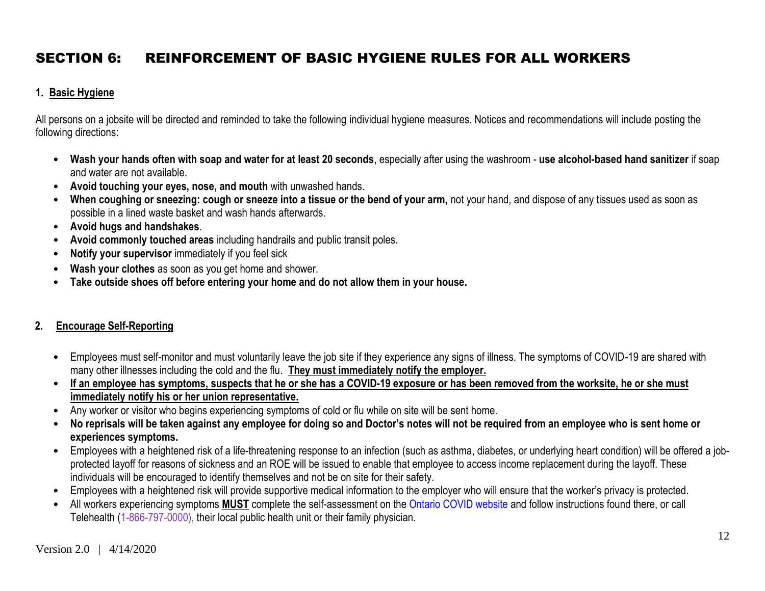# SECTION 6: REINFORCEMENT OF BASIC HYGIENE RULES FOR ALL WORKERS

## 1. Basic Hygiene

All persons on a jobsite will be directed and reminded to take the following individual hygiene measures. Notices and recommendations will include posting the following directions:

- **Wash your hands often with soap and water for at least 20 seconds**, especially after using the washroom - **use alcohol-based hand sanitizer** if soap and water are not available.
- **Avoid touching your eyes, nose, and mouth** with unwashed hands.
- **When coughing or sneezing: cough or sneeze into a tissue or the bend of your arm,** not your hand, and dispose of any tissues used as soon as possible in a lined waste basket and wash hands afterwards.
- **Avoid hugs and handshakes**.
- **Avoid commonly touched areas** including handrails and public transit poles.
- **Notify your supervisor** immediately if you feel sick
- **Wash your clothes** as soon as you get home and shower.
- **Take outside shoes off before entering your home and do not allow them in your house.**

## 2. Encourage Self-Reporting

- Employees must self-monitor and must voluntarily leave the job site if they experience any signs of illness. The symptoms of COVID-19 are shared with many other illnesses including the cold and the flu. **They must immediately notify the employer.**
- **If an employee has symptoms, suspects that he or she has a COVID-19 exposure or has been removed from the worksite, he or she must immediately notify his or her union representative.**
- Any worker or visitor who begins experiencing symptoms of cold or flu while on site will be sent home.
- **No reprisals will be taken against any employee for doing so and Doctor's notes will not be required from an employee who is sent home or experiences symptoms.**
- Employees with a heightened risk of a life-threatening response to an infection (such as asthma, diabetes, or underlying heart condition) will be offered a job-protected layoff for reasons of sickness and an ROE will be issued to enable that employee to access income replacement during the layoff. These individuals will be encouraged to identify themselves and not be on site for their safety.
- Employees with a heightened risk will provide supportive medical information to the employer who will ensure that the worker's privacy is protected.
- All workers experiencing symptoms **MUST** complete the self-assessment on the Ontario COVID website and follow instructions found there, or call Telehealth (1-866-797-0000), their local public health unit or their family physician.

Version 2.0 | 4/14/2020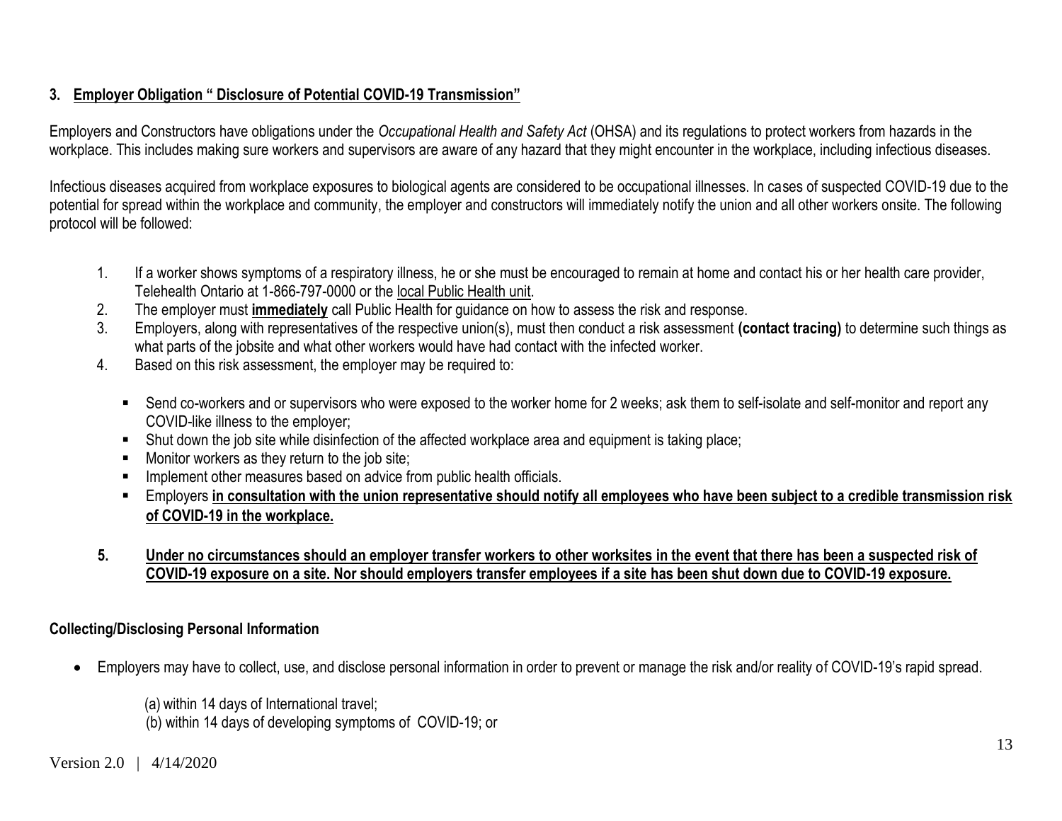### 3. Employer Obligation " Disclosure of Potential COVID-19 Transmission"

Employers and Constructors have obligations under the *Occupational Health and Safety Act* (OHSA) and its regulations to protect workers from hazards in the workplace. This includes making sure workers and supervisors are aware of any hazard that they might encounter in the workplace, including infectious diseases.

Infectious diseases acquired from workplace exposures to biological agents are considered to be occupational illnesses. In cases of suspected COVID-19 due to the potential for spread within the workplace and community, the employer and constructors will immediately notify the union and all other workers onsite. The following protocol will be followed:

1. If a worker shows symptoms of a respiratory illness, he or she must be encouraged to remain at home and contact his or her health care provider, Telehealth Ontario at 1-866-797-0000 or the local Public Health unit.
2. The employer must **immediately** call Public Health for guidance on how to assess the risk and response.
3. Employers, along with representatives of the respective union(s), must then conduct a risk assessment **(contact tracing)** to determine such things as what parts of the jobsite and what other workers would have had contact with the infected worker.
4. Based on this risk assessment, the employer may be required to:
   - Send co-workers and or supervisors who were exposed to the worker home for 2 weeks; ask them to self-isolate and self-monitor and report any COVID-like illness to the employer;
   - Shut down the job site while disinfection of the affected workplace area and equipment is taking place;
   - Monitor workers as they return to the job site;
   - Implement other measures based on advice from public health officials.
   - Employers **in consultation with the union representative should notify all employees who have been subject to a credible transmission risk of COVID-19 in the workplace.**
5. **Under no circumstances should an employer transfer workers to other worksites in the event that there has been a suspected risk of COVID-19 exposure on a site. Nor should employers transfer employees if a site has been shut down due to COVID-19 exposure.**

**Collecting/Disclosing Personal Information**

- Employers may have to collect, use, and disclose personal information in order to prevent or manage the risk and/or reality of COVID-19's rapid spread.

  (a) within 14 days of International travel;
  (b) within 14 days of developing symptoms of COVID-19; or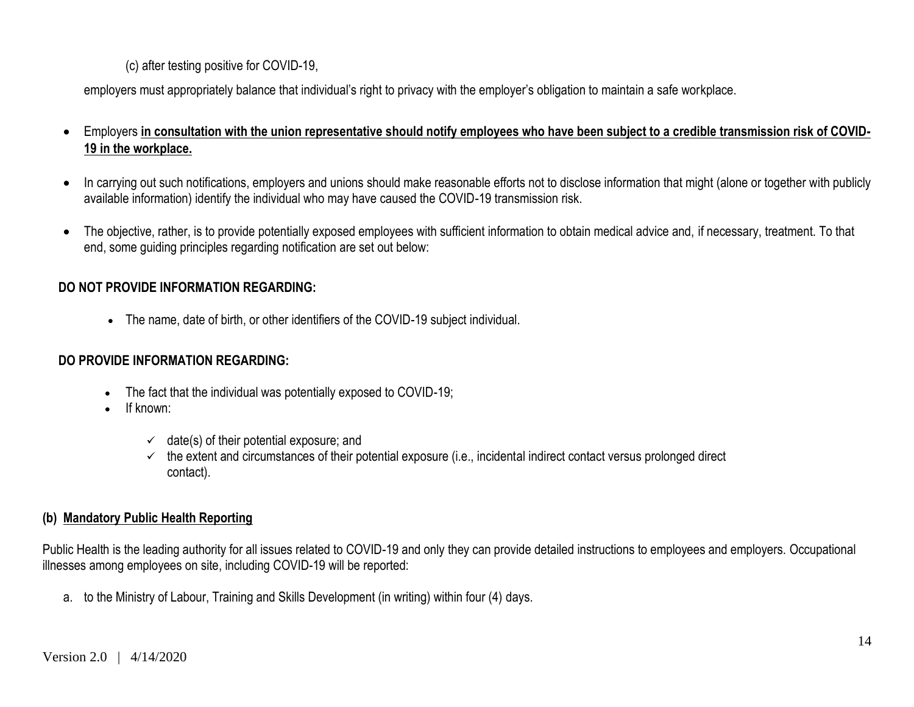(c) after testing positive for COVID-19,

employers must appropriately balance that individual's right to privacy with the employer's obligation to maintain a safe workplace.

- Employers **<u>in consultation with the union representative should notify employees who have been subject to a credible transmission risk of COVID-19 in the workplace.</u>**
- In carrying out such notifications, employers and unions should make reasonable efforts not to disclose information that might (alone or together with publicly available information) identify the individual who may have caused the COVID-19 transmission risk.
- The objective, rather, is to provide potentially exposed employees with sufficient information to obtain medical advice and, if necessary, treatment. To that end, some guiding principles regarding notification are set out below:

**DO NOT PROVIDE INFORMATION REGARDING:**

- The name, date of birth, or other identifiers of the COVID-19 subject individual.

**DO PROVIDE INFORMATION REGARDING:**

- The fact that the individual was potentially exposed to COVID-19;
- If known:
  - ✓ date(s) of their potential exposure; and
  - ✓ the extent and circumstances of their potential exposure (i.e., incidental indirect contact versus prolonged direct contact).

**(b) <u>Mandatory Public Health Reporting</u>**

Public Health is the leading authority for all issues related to COVID-19 and only they can provide detailed instructions to employees and employers. Occupational illnesses among employees on site, including COVID-19 will be reported:

a. to the Ministry of Labour, Training and Skills Development (in writing) within four (4) days.

Version 2.0 | 4/14/2020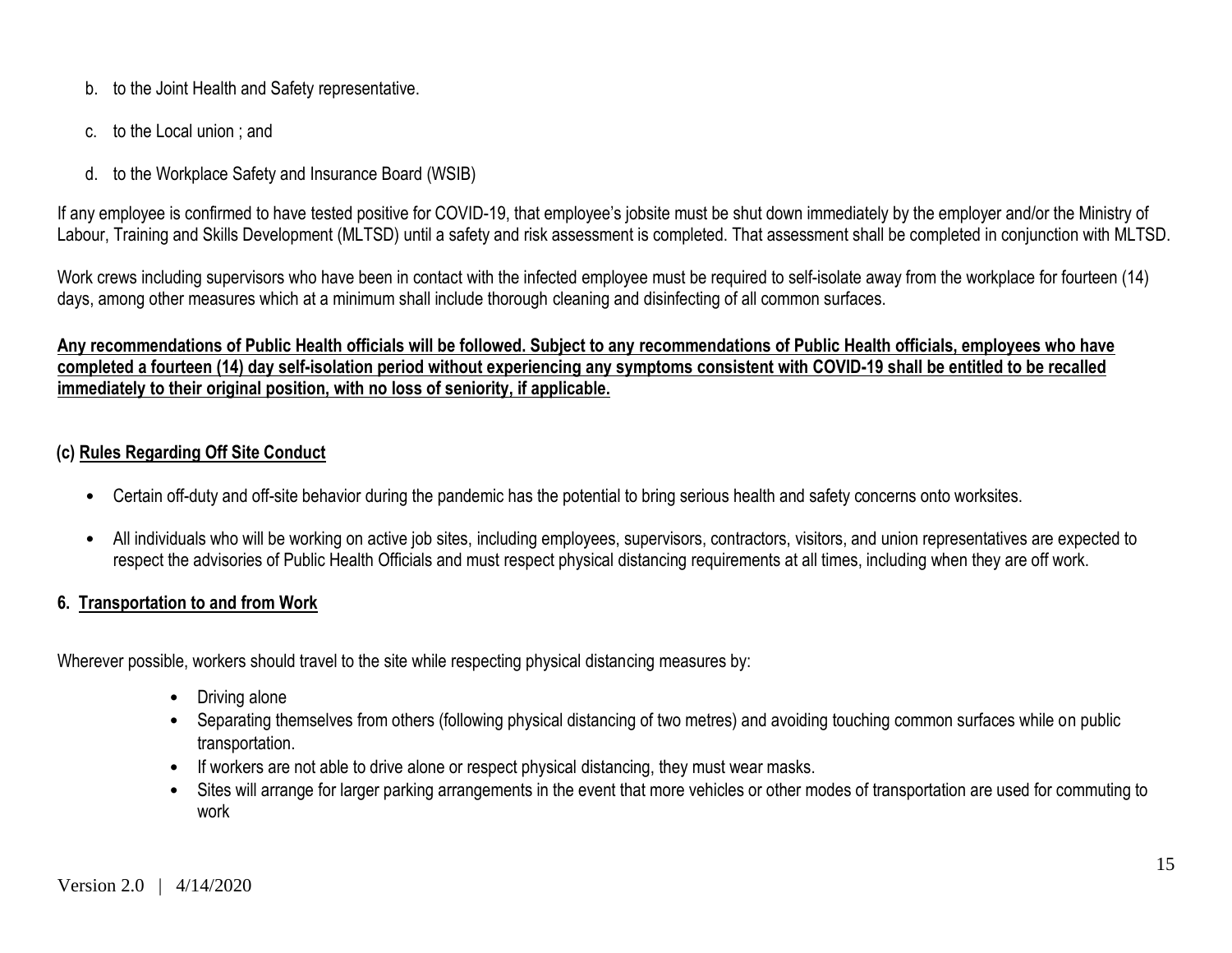b. to the Joint Health and Safety representative.

c. to the Local union ; and

d. to the Workplace Safety and Insurance Board (WSIB)

If any employee is confirmed to have tested positive for COVID-19, that employee's jobsite must be shut down immediately by the employer and/or the Ministry of Labour, Training and Skills Development (MLTSD) until a safety and risk assessment is completed. That assessment shall be completed in conjunction with MLTSD.

Work crews including supervisors who have been in contact with the infected employee must be required to self-isolate away from the workplace for fourteen (14) days, among other measures which at a minimum shall include thorough cleaning and disinfecting of all common surfaces.

<u>**Any recommendations of Public Health officials will be followed. Subject to any recommendations of Public Health officials, employees who have completed a fourteen (14) day self-isolation period without experiencing any symptoms consistent with COVID-19 shall be entitled to be recalled immediately to their original position, with no loss of seniority, if applicable.**</u>

### (c) <u>Rules Regarding Off Site Conduct</u>

- Certain off-duty and off-site behavior during the pandemic has the potential to bring serious health and safety concerns onto worksites.
- All individuals who will be working on active job sites, including employees, supervisors, contractors, visitors, and union representatives are expected to respect the advisories of Public Health Officials and must respect physical distancing requirements at all times, including when they are off work.

## 6. <u>Transportation to and from Work</u>

Wherever possible, workers should travel to the site while respecting physical distancing measures by:

- Driving alone
- Separating themselves from others (following physical distancing of two metres) and avoiding touching common surfaces while on public transportation.
- If workers are not able to drive alone or respect physical distancing, they must wear masks.
- Sites will arrange for larger parking arrangements in the event that more vehicles or other modes of transportation are used for commuting to work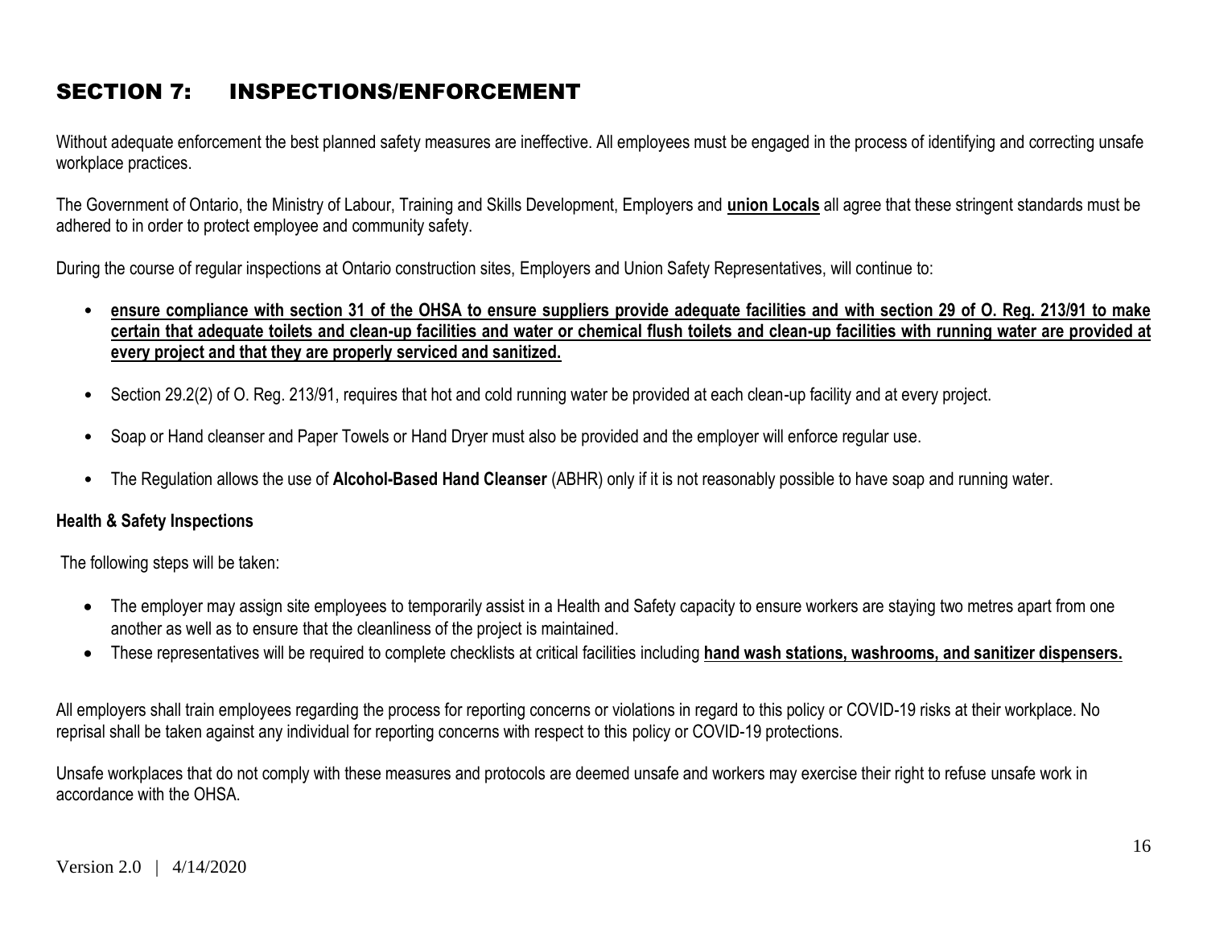# SECTION 7: INSPECTIONS/ENFORCEMENT

Without adequate enforcement the best planned safety measures are ineffective. All employees must be engaged in the process of identifying and correcting unsafe workplace practices.

The Government of Ontario, the Ministry of Labour, Training and Skills Development, Employers and **union Locals** all agree that these stringent standards must be adhered to in order to protect employee and community safety.

During the course of regular inspections at Ontario construction sites, Employers and Union Safety Representatives, will continue to:

- **ensure compliance with section 31 of the OHSA to ensure suppliers provide adequate facilities and with section 29 of O. Reg. 213/91 to make certain that adequate toilets and clean-up facilities and water or chemical flush toilets and clean-up facilities with running water are provided at every project and that they are properly serviced and sanitized.**
- Section 29.2(2) of O. Reg. 213/91, requires that hot and cold running water be provided at each clean-up facility and at every project.
- Soap or Hand cleanser and Paper Towels or Hand Dryer must also be provided and the employer will enforce regular use.
- The Regulation allows the use of **Alcohol-Based Hand Cleanser** (ABHR) only if it is not reasonably possible to have soap and running water.

**Health & Safety Inspections**

The following steps will be taken:

- The employer may assign site employees to temporarily assist in a Health and Safety capacity to ensure workers are staying two metres apart from one another as well as to ensure that the cleanliness of the project is maintained.
- These representatives will be required to complete checklists at critical facilities including **hand wash stations, washrooms, and sanitizer dispensers.**

All employers shall train employees regarding the process for reporting concerns or violations in regard to this policy or COVID-19 risks at their workplace. No reprisal shall be taken against any individual for reporting concerns with respect to this policy or COVID-19 protections.

Unsafe workplaces that do not comply with these measures and protocols are deemed unsafe and workers may exercise their right to refuse unsafe work in accordance with the OHSA.

Version 2.0 | 4/14/2020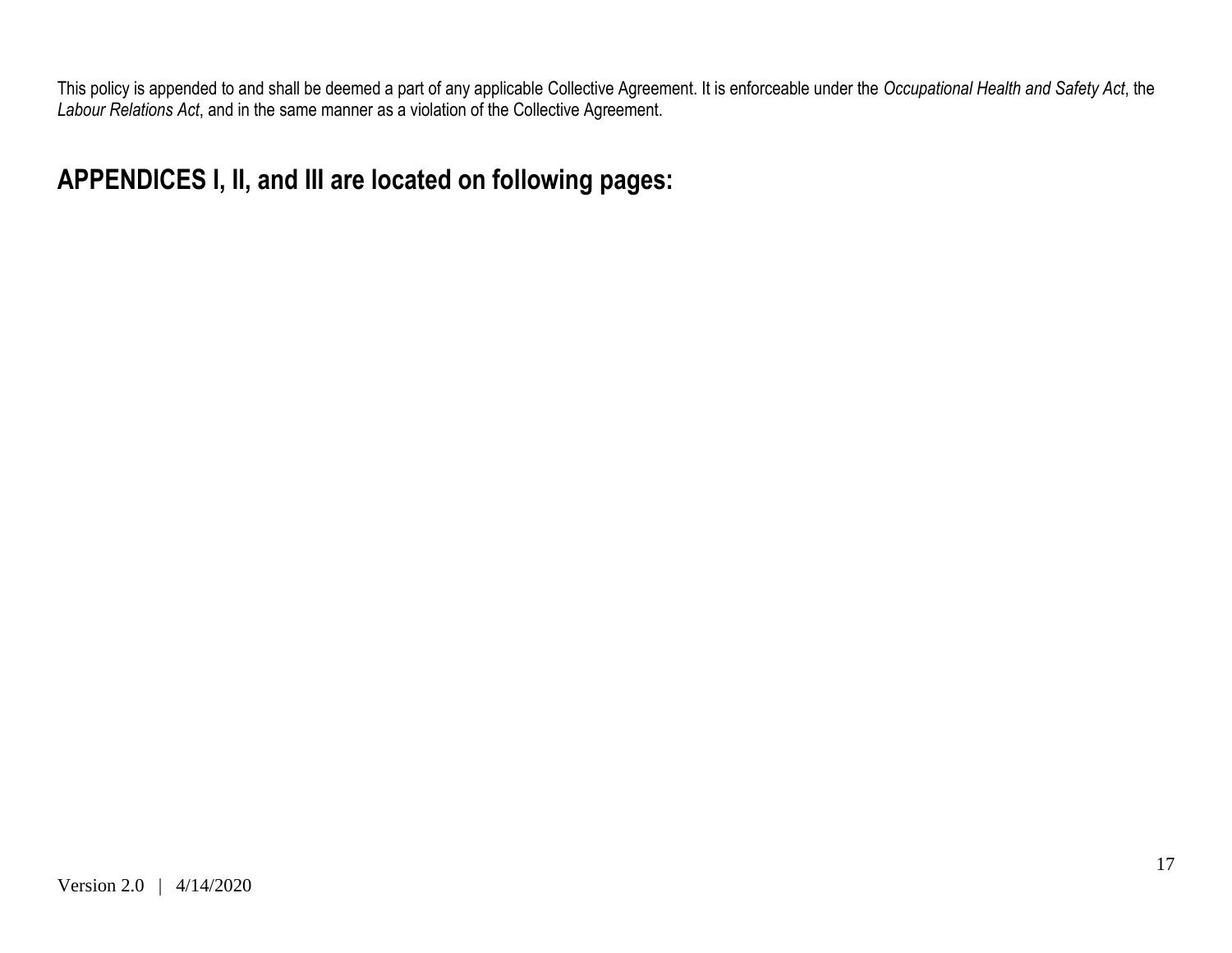This policy is appended to and shall be deemed a part of any applicable Collective Agreement. It is enforceable under the *Occupational Health and Safety Act*, the *Labour Relations Act*, and in the same manner as a violation of the Collective Agreement.

## APPENDICES I, II, and III are located on following pages: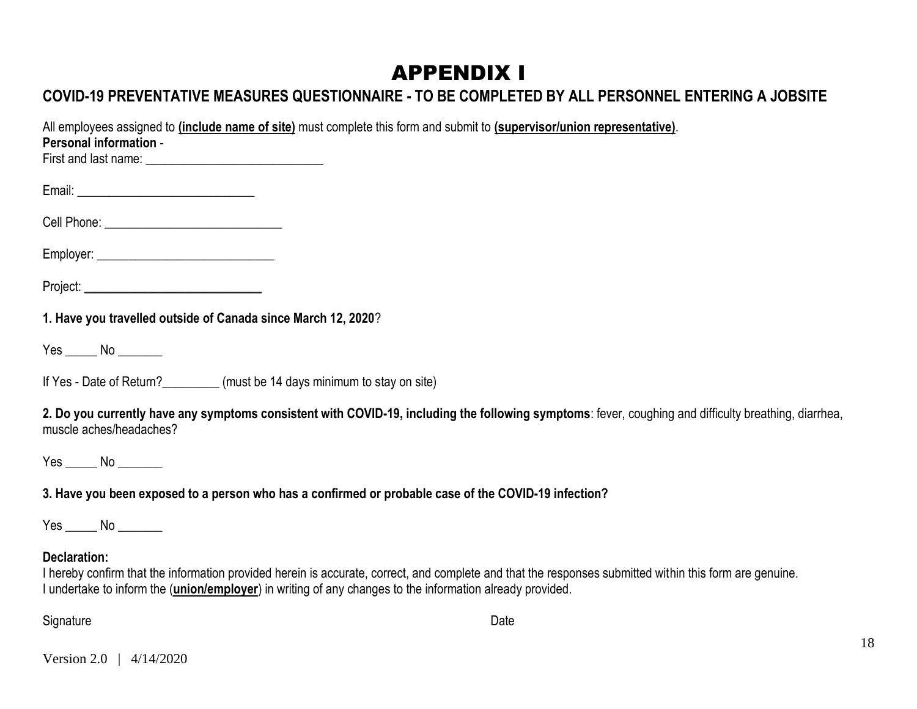# APPENDIX I

## COVID-19 PREVENTATIVE MEASURES QUESTIONNAIRE - TO BE COMPLETED BY ALL PERSONNEL ENTERING A JOBSITE

All employees assigned to **(include name of site)** must complete this form and submit to **(supervisor/union representative)**.

**Personal information** -

First and last name: ___________________________

Email: ___________________________

Cell Phone: ___________________________

Employer: ___________________________

Project: ___________________________

**1. Have you travelled outside of Canada since March 12, 2020**?

Yes _____ No _______

If Yes - Date of Return?_________ (must be 14 days minimum to stay on site)

**2. Do you currently have any symptoms consistent with COVID-19, including the following symptoms**: fever, coughing and difficulty breathing, diarrhea, muscle aches/headaches?

Yes _____ No _______

**3. Have you been exposed to a person who has a confirmed or probable case of the COVID-19 infection?**

Yes _____ No _______

**Declaration:**

I hereby confirm that the information provided herein is accurate, correct, and complete and that the responses submitted within this form are genuine.
I undertake to inform the (**union/employer**) in writing of any changes to the information already provided.

Signature Date

Version 2.0 | 4/14/2020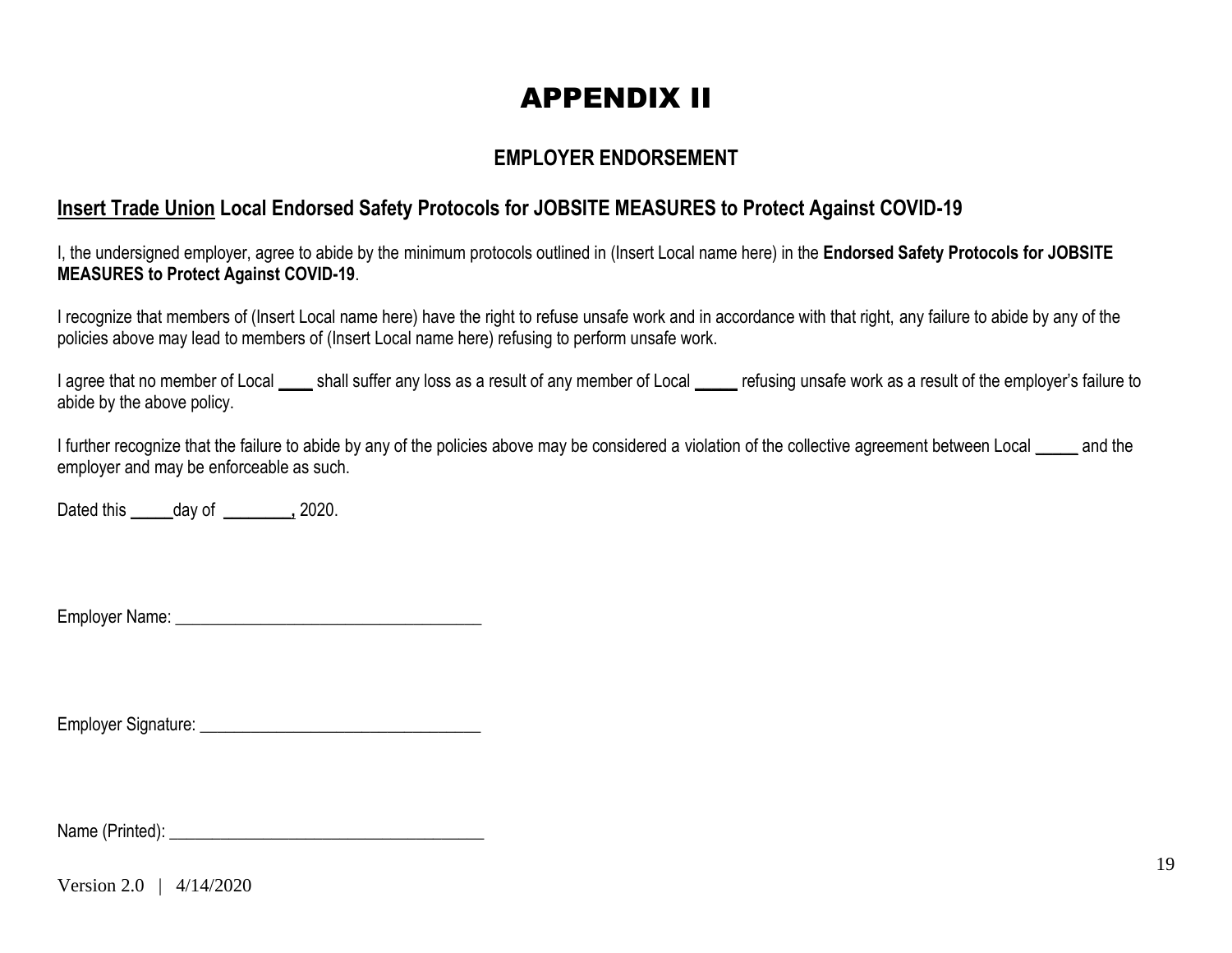# APPENDIX II

## EMPLOYER ENDORSEMENT

### Insert Trade Union Local Endorsed Safety Protocols for JOBSITE MEASURES to Protect Against COVID-19

I, the undersigned employer, agree to abide by the minimum protocols outlined in (Insert Local name here) in the **Endorsed Safety Protocols for JOBSITE MEASURES to Protect Against COVID-19**.

I recognize that members of (Insert Local name here) have the right to refuse unsafe work and in accordance with that right, any failure to abide by any of the policies above may lead to members of (Insert Local name here) refusing to perform unsafe work.

I agree that no member of Local ____ shall suffer any loss as a result of any member of Local _____ refusing unsafe work as a result of the employer's failure to abide by the above policy.

I further recognize that the failure to abide by any of the policies above may be considered a violation of the collective agreement between Local _____ and the employer and may be enforceable as such.

Dated this _____day of ________, 2020.

Employer Name: ___________________________________

Employer Signature: ________________________________

Name (Printed): ___________________________________

Version 2.0 | 4/14/2020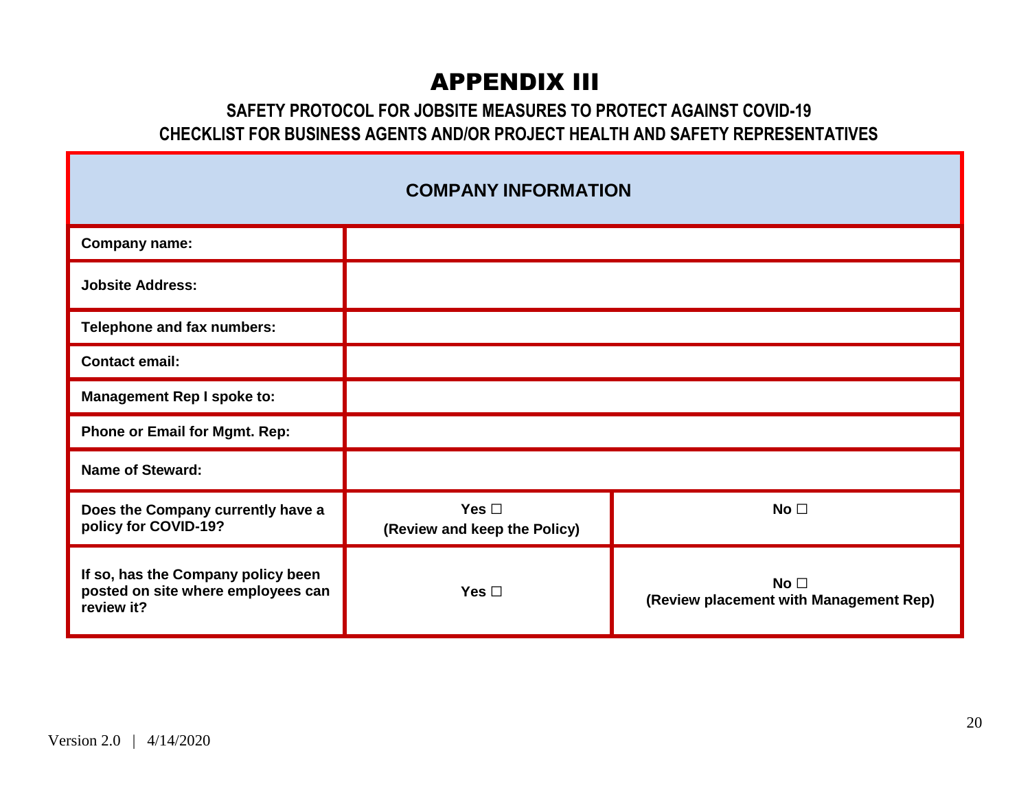# APPENDIX III

## SAFETY PROTOCOL FOR JOBSITE MEASURES TO PROTECT AGAINST COVID-19

## CHECKLIST FOR BUSINESS AGENTS AND/OR PROJECT HEALTH AND SAFETY REPRESENTATIVES

| COMPANY INFORMATION | | |
|---|---|---|
| **Company name:** | | |
| **Jobsite Address:** | | |
| **Telephone and fax numbers:** | | |
| **Contact email:** | | |
| **Management Rep I spoke to:** | | |
| **Phone or Email for Mgmt. Rep:** | | |
| **Name of Steward:** | | |
| **Does the Company currently have a policy for COVID-19?** | **Yes ☐ (Review and keep the Policy)** | **No ☐** |
| **If so, has the Company policy been posted on site where employees can review it?** | **Yes ☐** | **No ☐ (Review placement with Management Rep)** |

Version 2.0 | 4/14/2020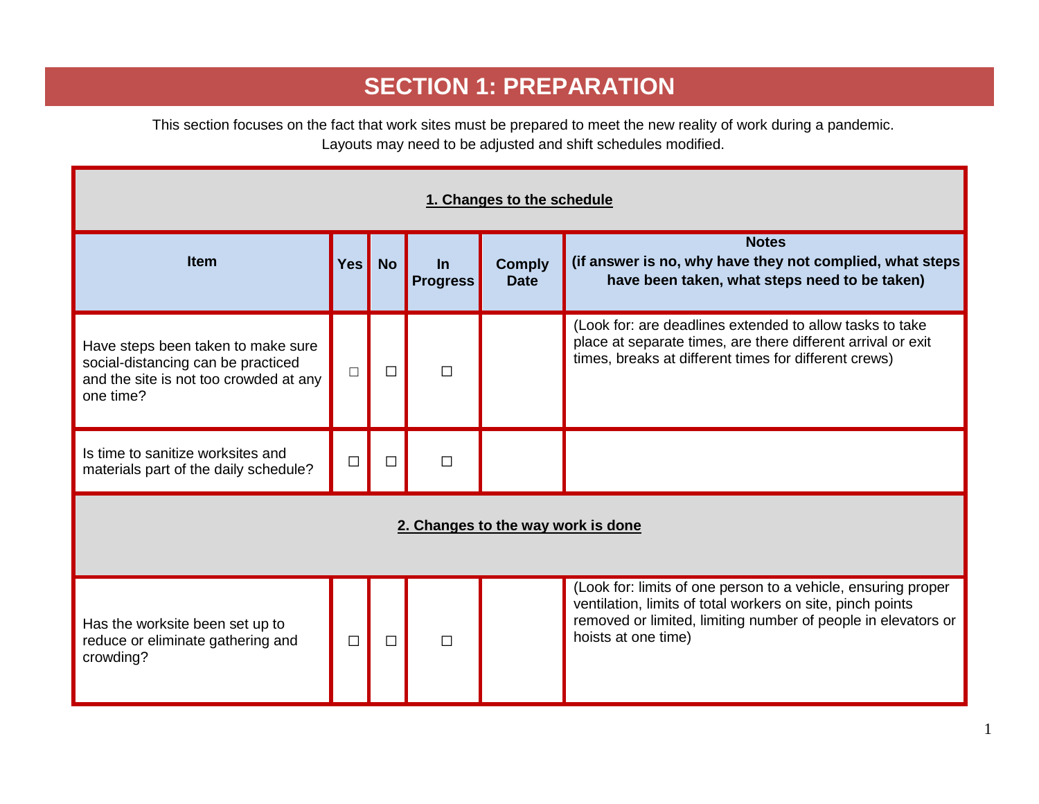# SECTION 1: PREPARATION

This section focuses on the fact that work sites must be prepared to meet the new reality of work during a pandemic. Layouts may need to be adjusted and shift schedules modified.

| **1. Changes to the schedule** | | | | | |
|---|---|---|---|---|---|
| **Item** | **Yes** | **No** | **In Progress** | **Comply Date** | **Notes (if answer is no, why have they not complied, what steps have been taken, what steps need to be taken)** |
| Have steps been taken to make sure social-distancing can be practiced and the site is not too crowded at any one time? | ☐ | ☐ | ☐ | | (Look for: are deadlines extended to allow tasks to take place at separate times, are there different arrival or exit times, breaks at different times for different crews) |
| Is time to sanitize worksites and materials part of the daily schedule? | ☐ | ☐ | ☐ | | |
| **2. Changes to the way work is done** | | | | | |
| Has the worksite been set up to reduce or eliminate gathering and crowding? | ☐ | ☐ | ☐ | | (Look for: limits of one person to a vehicle, ensuring proper ventilation, limits of total workers on site, pinch points removed or limited, limiting number of people in elevators or hoists at one time) |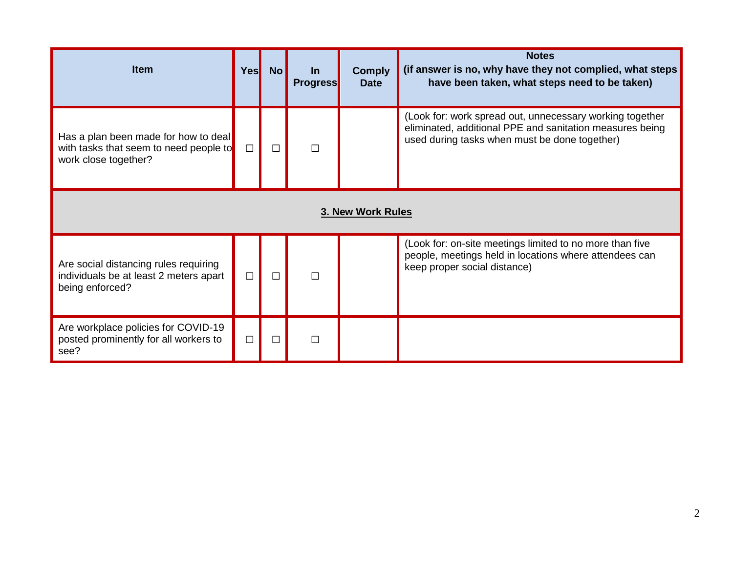| Item | Yes | No | In Progress | Comply Date | Notes (if answer is no, why have they not complied, what steps have been taken, what steps need to be taken) |
|---|---|---|---|---|---|
| Has a plan been made for how to deal with tasks that seem to need people to work close together? | ☐ | ☐ | ☐ | | (Look for: work spread out, unnecessary working together eliminated, additional PPE and sanitation measures being used during tasks when must be done together) |
| **3. New Work Rules** | | | | | |
| Are social distancing rules requiring individuals be at least 2 meters apart being enforced? | ☐ | ☐ | ☐ | | (Look for: on-site meetings limited to no more than five people, meetings held in locations where attendees can keep proper social distance) |
| Are workplace policies for COVID-19 posted prominently for all workers to see? | ☐ | ☐ | ☐ | | |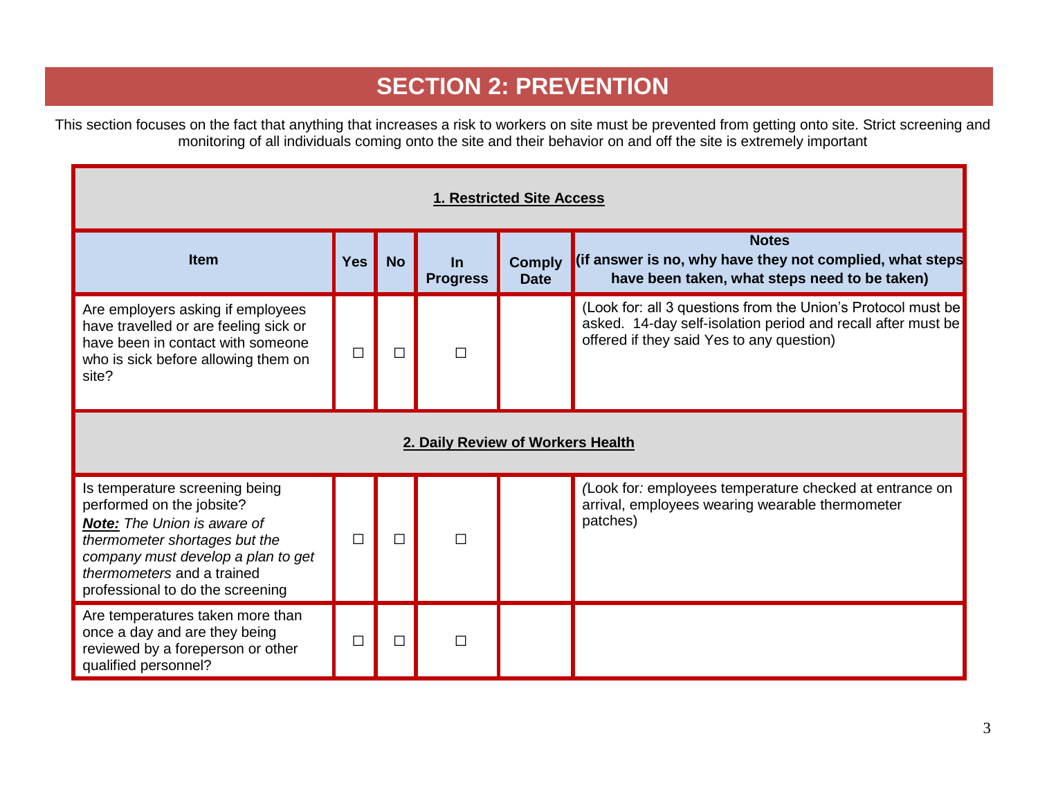# SECTION 2: PREVENTION

This section focuses on the fact that anything that increases a risk to workers on site must be prevented from getting onto site. Strict screening and monitoring of all individuals coming onto the site and their behavior on and off the site is extremely important

| **1. Restricted Site Access** | | | | | |
|---|---|---|---|---|---|
| **Item** | **Yes** | **No** | **In Progress** | **Comply Date** | **Notes (if answer is no, why have they not complied, what steps have been taken, what steps need to be taken)** |
| Are employers asking if employees have travelled or are feeling sick or have been in contact with someone who is sick before allowing them on site? | ☐ | ☐ | ☐ | | (Look for: all 3 questions from the Union's Protocol must be asked. 14-day self-isolation period and recall after must be offered if they said Yes to any question) |
| **2. Daily Review of Workers Health** | | | | | |
| Is temperature screening being performed on the jobsite? ***Note:*** *The Union is aware of thermometer shortages but the company must develop a plan to get thermometers* and a trained professional to do the screening | ☐ | ☐ | ☐ | | *(*Look for*:* employees temperature checked at entrance on arrival, employees wearing wearable thermometer patches) |
| Are temperatures taken more than once a day and are they being reviewed by a foreperson or other qualified personnel? | ☐ | ☐ | ☐ | | |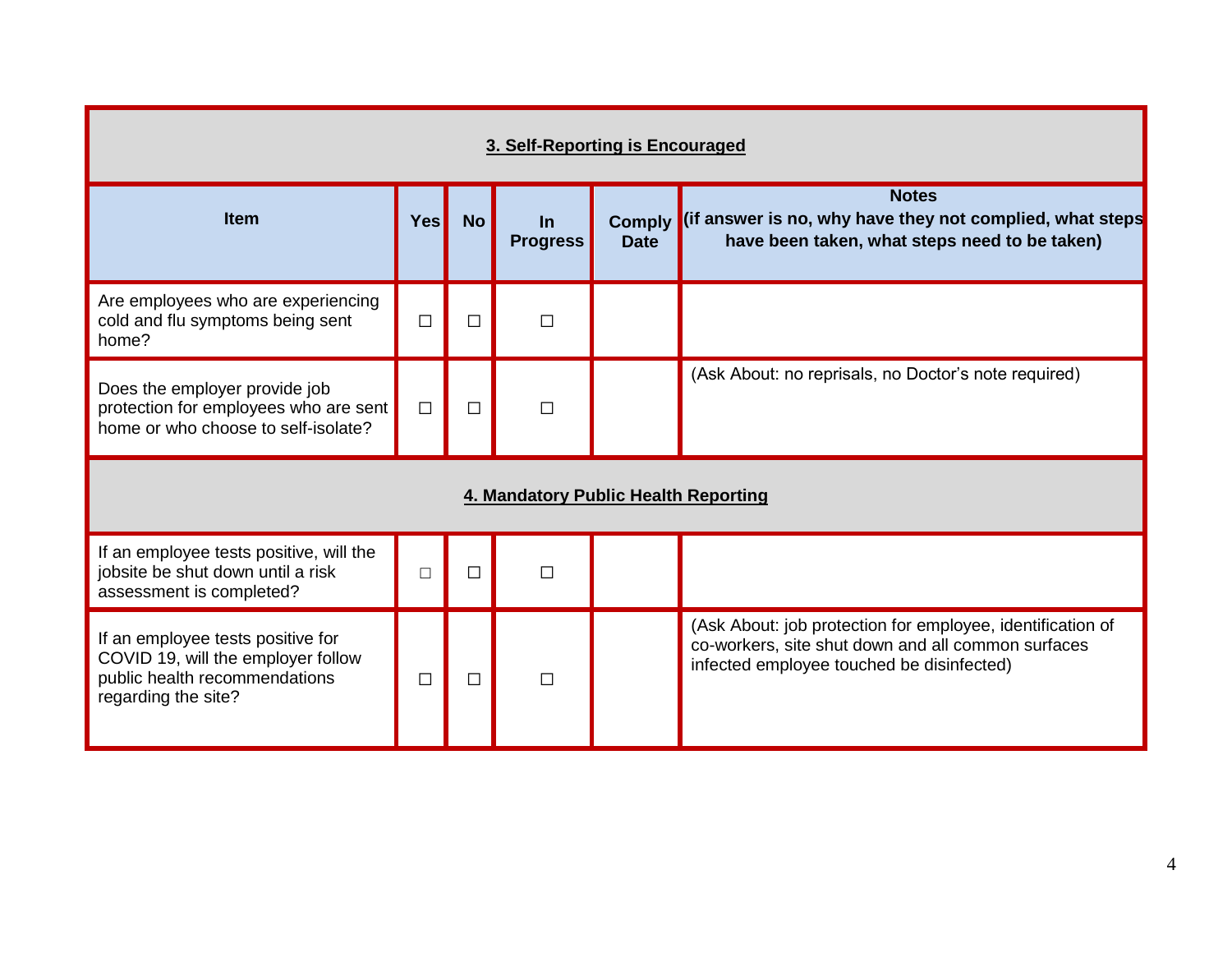| 3. Self-Reporting is Encouraged | | | | | |
|---|---|---|---|---|---|
| **Item** | **Yes** | **No** | **In Progress** | **Comply Date** | **Notes (if answer is no, why have they not complied, what steps have been taken, what steps need to be taken)** |
| Are employees who are experiencing cold and flu symptoms being sent home? | ☐ | ☐ | ☐ | | |
| Does the employer provide job protection for employees who are sent home or who choose to self-isolate? | ☐ | ☐ | ☐ | | (Ask About: no reprisals, no Doctor's note required) |
| **4. Mandatory Public Health Reporting** | | | | | |
| If an employee tests positive, will the jobsite be shut down until a risk assessment is completed? | ☐ | ☐ | ☐ | | |
| If an employee tests positive for COVID 19, will the employer follow public health recommendations regarding the site? | ☐ | ☐ | ☐ | | (Ask About: job protection for employee, identification of co-workers, site shut down and all common surfaces infected employee touched be disinfected) |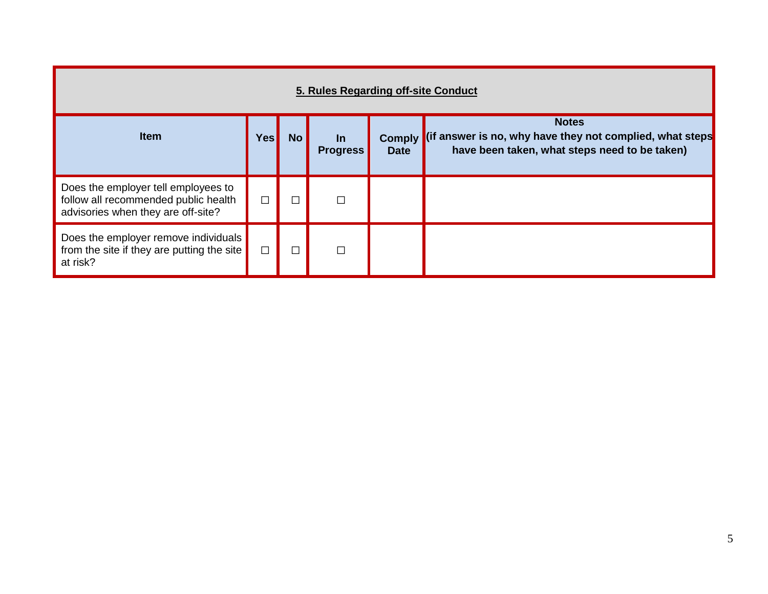| 5. Rules Regarding off-site Conduct | | | | | |
|---|---|---|---|---|---|
| **Item** | **Yes** | **No** | **In Progress** | **Comply Date** | **Notes (if answer is no, why have they not complied, what steps have been taken, what steps need to be taken)** |
| Does the employer tell employees to follow all recommended public health advisories when they are off-site? | ☐ | ☐ | ☐ | | |
| Does the employer remove individuals from the site if they are putting the site at risk? | ☐ | ☐ | ☐ | | |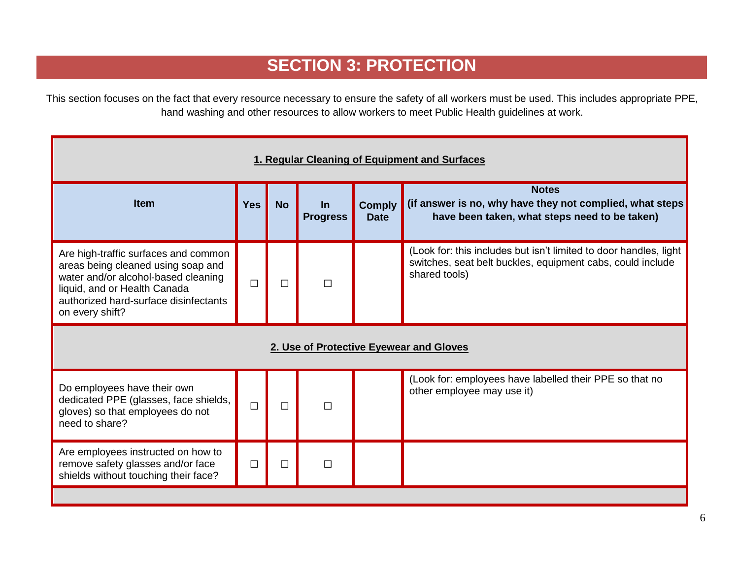# SECTION 3: PROTECTION

This section focuses on the fact that every resource necessary to ensure the safety of all workers must be used. This includes appropriate PPE, hand washing and other resources to allow workers to meet Public Health guidelines at work.

| **1. Regular Cleaning of Equipment and Surfaces** | | | | | |
|---|---|---|---|---|---|
| **Item** | **Yes** | **No** | **In Progress** | **Comply Date** | **Notes (if answer is no, why have they not complied, what steps have been taken, what steps need to be taken)** |
| Are high-traffic surfaces and common areas being cleaned using soap and water and/or alcohol-based cleaning liquid, and or Health Canada authorized hard-surface disinfectants on every shift? | ☐ | ☐ | ☐ | | (Look for: this includes but isn't limited to door handles, light switches, seat belt buckles, equipment cabs, could include shared tools) |
| **2. Use of Protective Eyewear and Gloves** | | | | | |
| Do employees have their own dedicated PPE (glasses, face shields, gloves) so that employees do not need to share? | ☐ | ☐ | ☐ | | (Look for: employees have labelled their PPE so that no other employee may use it) |
| Are employees instructed on how to remove safety glasses and/or face shields without touching their face? | ☐ | ☐ | ☐ | | |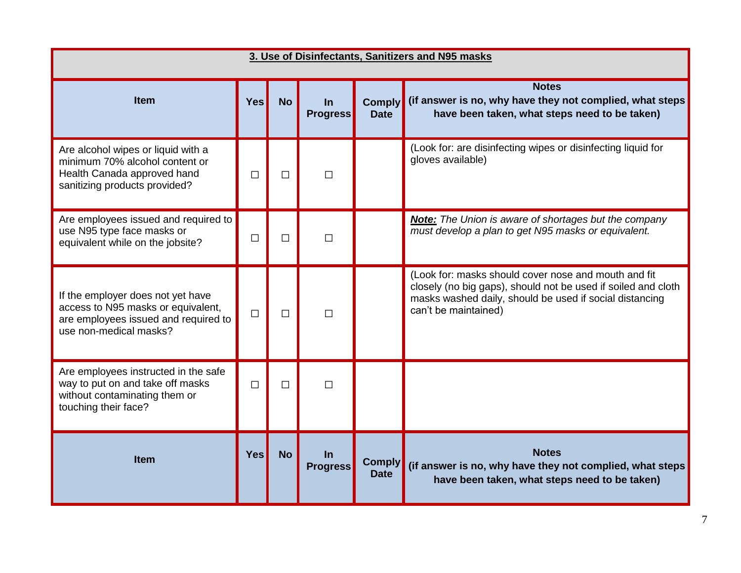| **3. Use of Disinfectants, Sanitizers and N95 masks** | | | | | |
|---|---|---|---|---|---|
| **Item** | **Yes** | **No** | **In Progress** | **Comply Date** | **Notes (if answer is no, why have they not complied, what steps have been taken, what steps need to be taken)** |
| Are alcohol wipes or liquid with a minimum 70% alcohol content or Health Canada approved hand sanitizing products provided? | ☐ | ☐ | ☐ | | (Look for: are disinfecting wipes or disinfecting liquid for gloves available) |
| Are employees issued and required to use N95 type face masks or equivalent while on the jobsite? | ☐ | ☐ | ☐ | | ***Note:*** *The Union is aware of shortages but the company must develop a plan to get N95 masks or equivalent.* |
| If the employer does not yet have access to N95 masks or equivalent, are employees issued and required to use non-medical masks? | ☐ | ☐ | ☐ | | (Look for: masks should cover nose and mouth and fit closely (no big gaps), should not be used if soiled and cloth masks washed daily, should be used if social distancing can't be maintained) |
| Are employees instructed in the safe way to put on and take off masks without contaminating them or touching their face? | ☐ | ☐ | ☐ | | |
| **Item** | **Yes** | **No** | **In Progress** | **Comply Date** | **Notes (if answer is no, why have they not complied, what steps have been taken, what steps need to be taken)** |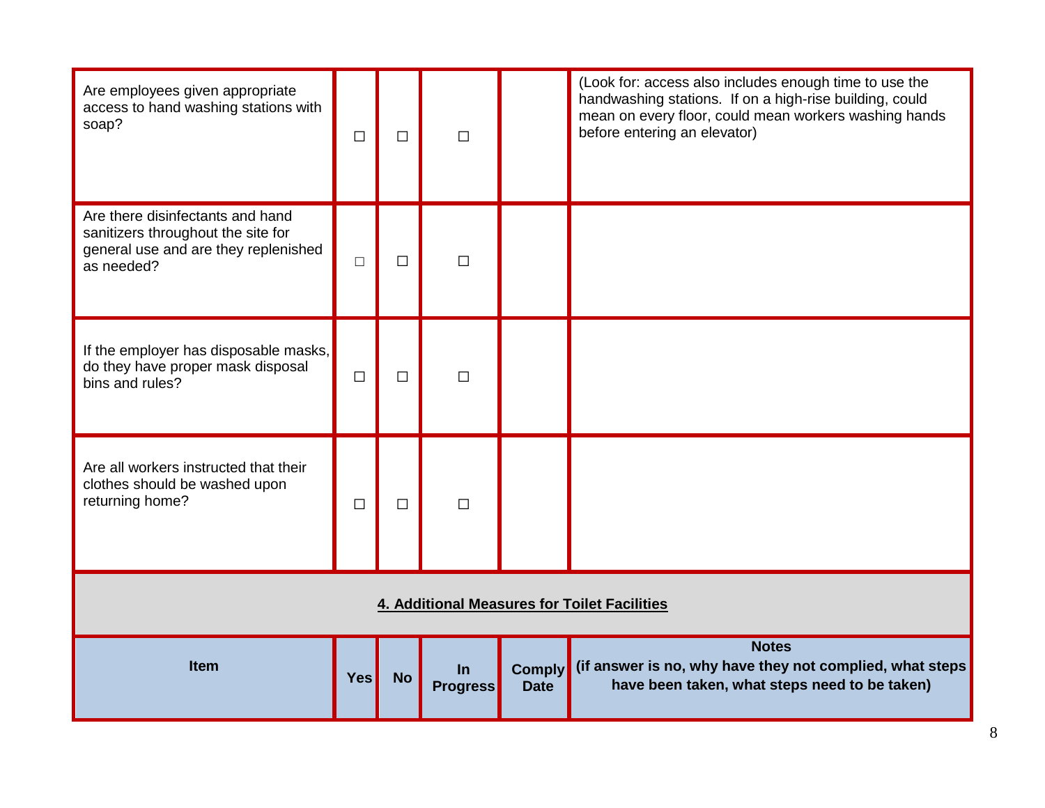| Item | Yes | No | In Progress | Comply Date | Notes (if answer is no, why have they not complied, what steps have been taken, what steps need to be taken) |
| --- | --- | --- | --- | --- | --- |
| Are employees given appropriate access to hand washing stations with soap? | ☐ | ☐ | ☐ | | (Look for: access also includes enough time to use the handwashing stations. If on a high-rise building, could mean on every floor, could mean workers washing hands before entering an elevator) |
| Are there disinfectants and hand sanitizers throughout the site for general use and are they replenished as needed? | ☐ | ☐ | ☐ | | |
| If the employer has disposable masks, do they have proper mask disposal bins and rules? | ☐ | ☐ | ☐ | | |
| Are all workers instructed that their clothes should be washed upon returning home? | ☐ | ☐ | ☐ | | |

## 4. Additional Measures for Toilet Facilities

| Item | Yes | No | In Progress | Comply Date | Notes (if answer is no, why have they not complied, what steps have been taken, what steps need to be taken) |
| --- | --- | --- | --- | --- | --- |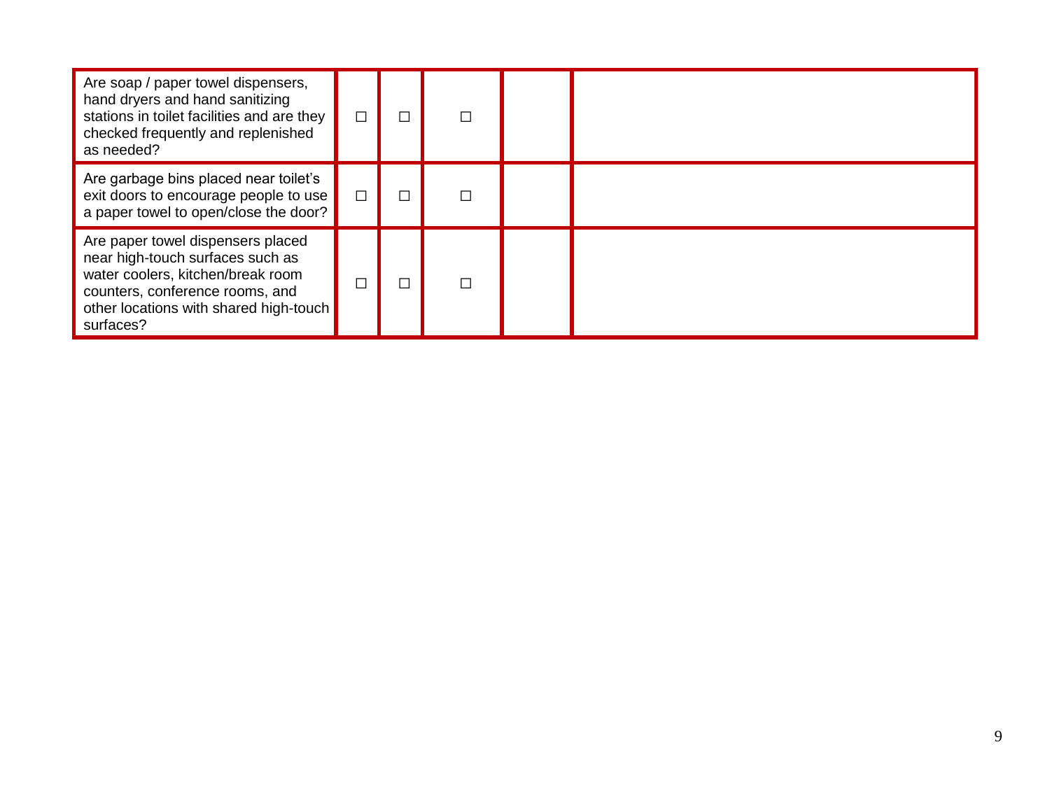| | | | | | |
|---|---|---|---|---|---|
| Are soap / paper towel dispensers, hand dryers and hand sanitizing stations in toilet facilities and are they checked frequently and replenished as needed? | ☐ | ☐ | ☐ | | |
| Are garbage bins placed near toilet's exit doors to encourage people to use a paper towel to open/close the door? | ☐ | ☐ | ☐ | | |
| Are paper towel dispensers placed near high-touch surfaces such as water coolers, kitchen/break room counters, conference rooms, and other locations with shared high-touch surfaces? | ☐ | ☐ | ☐ | | |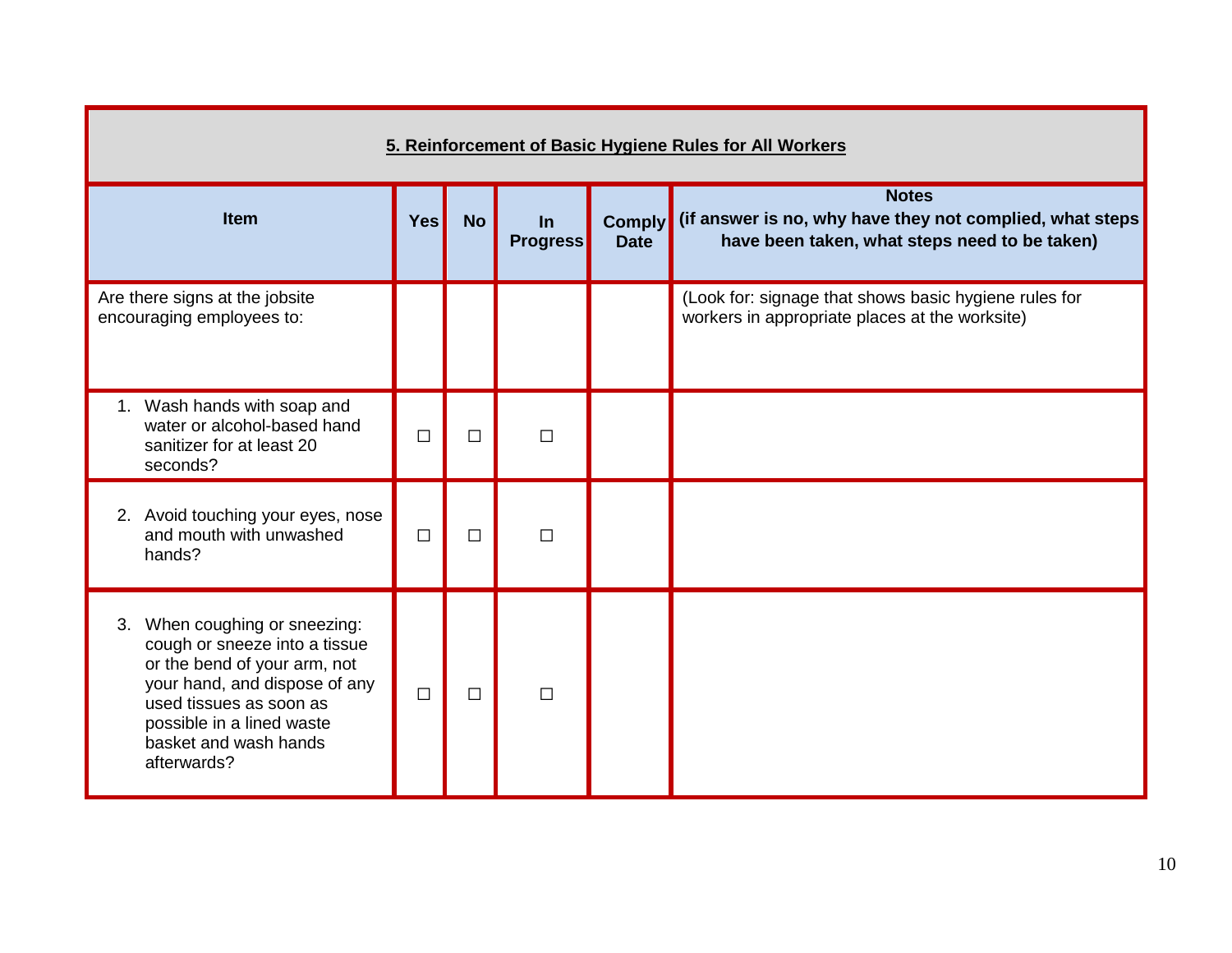| **5. Reinforcement of Basic Hygiene Rules for All Workers** | | | | | |
|---|---|---|---|---|---|
| **Item** | **Yes** | **No** | **In Progress** | **Comply Date** | **Notes (if answer is no, why have they not complied, what steps have been taken, what steps need to be taken)** |
| Are there signs at the jobsite encouraging employees to: | | | | | (Look for: signage that shows basic hygiene rules for workers in appropriate places at the worksite) |
| 1. Wash hands with soap and water or alcohol-based hand sanitizer for at least 20 seconds? | ☐ | ☐ | ☐ | | |
| 2. Avoid touching your eyes, nose and mouth with unwashed hands? | ☐ | ☐ | ☐ | | |
| 3. When coughing or sneezing: cough or sneeze into a tissue or the bend of your arm, not your hand, and dispose of any used tissues as soon as possible in a lined waste basket and wash hands afterwards? | ☐ | ☐ | ☐ | | |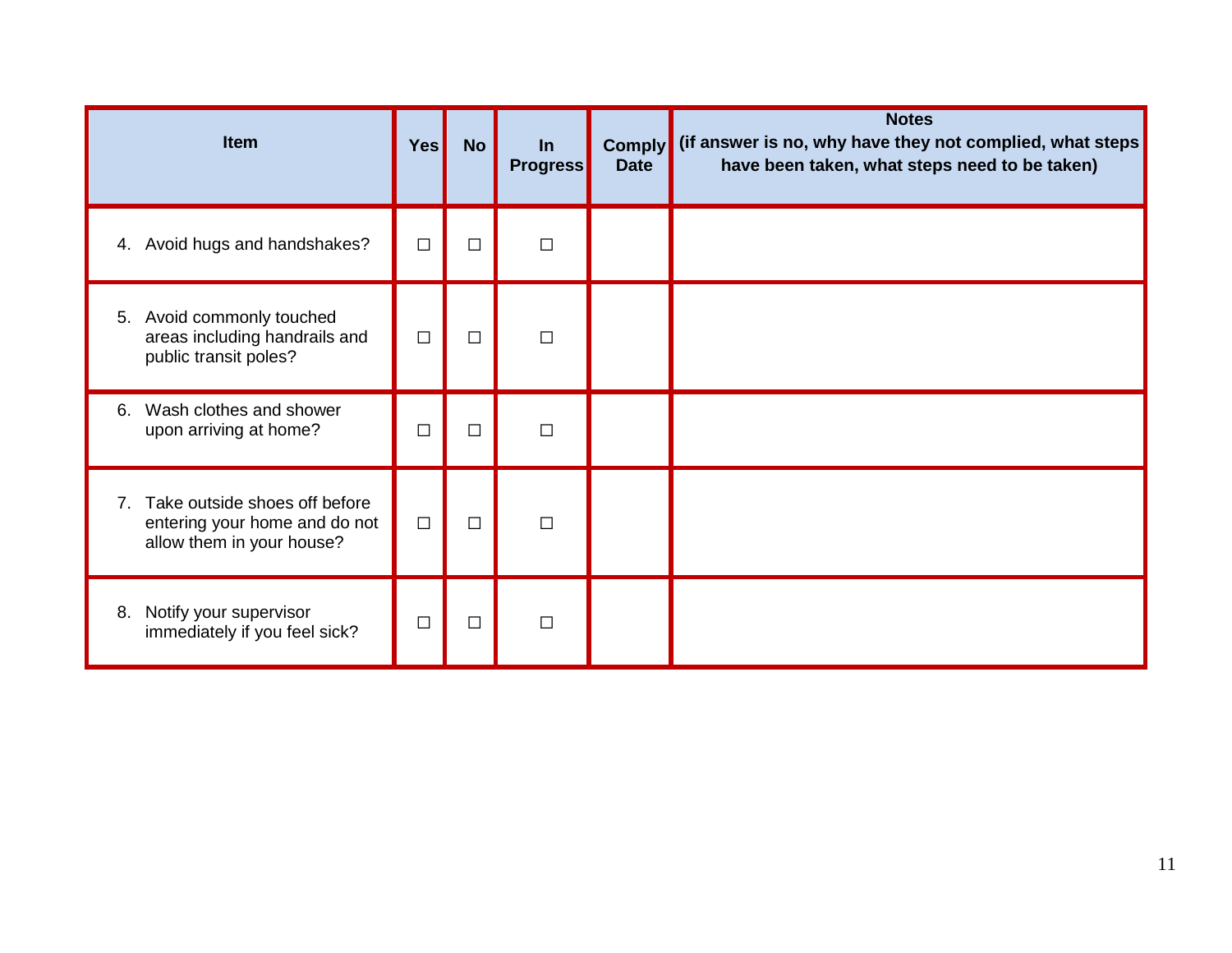| Item | Yes | No | In Progress | Comply Date | Notes (if answer is no, why have they not complied, what steps have been taken, what steps need to be taken) |
|---|---|---|---|---|---|
| 4. Avoid hugs and handshakes? | ☐ | ☐ | ☐ | | |
| 5. Avoid commonly touched areas including handrails and public transit poles? | ☐ | ☐ | ☐ | | |
| 6. Wash clothes and shower upon arriving at home? | ☐ | ☐ | ☐ | | |
| 7. Take outside shoes off before entering your home and do not allow them in your house? | ☐ | ☐ | ☐ | | |
| 8. Notify your supervisor immediately if you feel sick? | ☐ | ☐ | ☐ | | |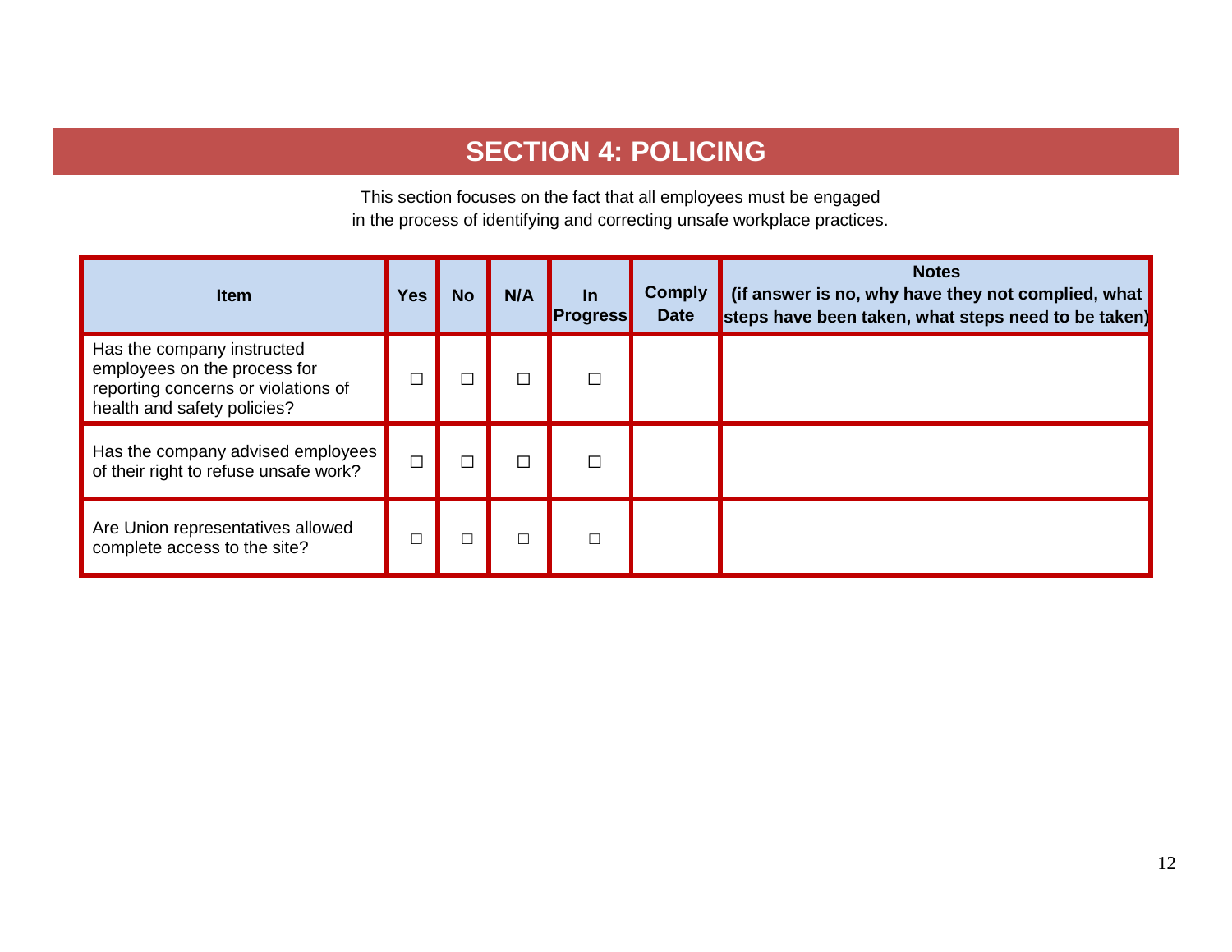# SECTION 4: POLICING

This section focuses on the fact that all employees must be engaged in the process of identifying and correcting unsafe workplace practices.

| Item | Yes | No | N/A | In Progress | Comply Date | Notes (if answer is no, why have they not complied, what steps have been taken, what steps need to be taken) |
|---|---|---|---|---|---|---|
| Has the company instructed employees on the process for reporting concerns or violations of health and safety policies? | ☐ | ☐ | ☐ | ☐ | | |
| Has the company advised employees of their right to refuse unsafe work? | ☐ | ☐ | ☐ | ☐ | | |
| Are Union representatives allowed complete access to the site? | ☐ | ☐ | ☐ | ☐ | | |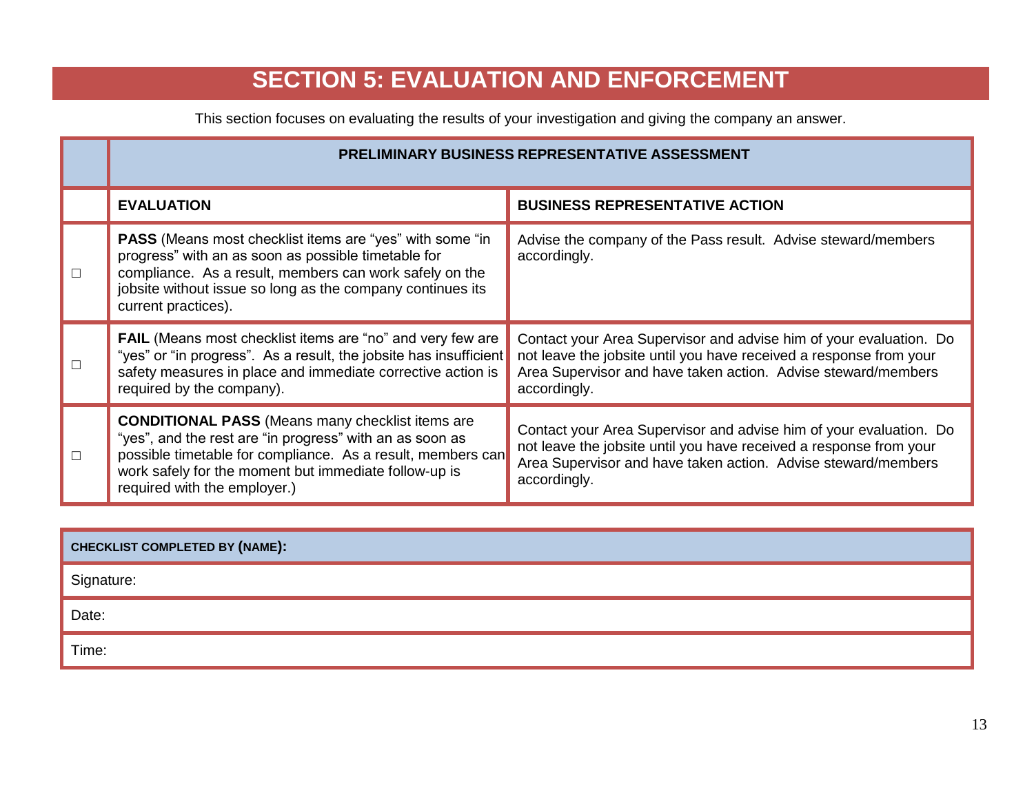# SECTION 5: EVALUATION AND ENFORCEMENT

This section focuses on evaluating the results of your investigation and giving the company an answer.

| | PRELIMINARY BUSINESS REPRESENTATIVE ASSESSMENT | |
|---|---|---|
| | **EVALUATION** | **BUSINESS REPRESENTATIVE ACTION** |
| ☐ | **PASS** (Means most checklist items are "yes" with some "in progress" with an as soon as possible timetable for compliance. As a result, members can work safely on the jobsite without issue so long as the company continues its current practices). | Advise the company of the Pass result. Advise steward/members accordingly. |
| ☐ | **FAIL** (Means most checklist items are "no" and very few are "yes" or "in progress". As a result, the jobsite has insufficient safety measures in place and immediate corrective action is required by the company). | Contact your Area Supervisor and advise him of your evaluation. Do not leave the jobsite until you have received a response from your Area Supervisor and have taken action. Advise steward/members accordingly. |
| ☐ | **CONDITIONAL PASS** (Means many checklist items are "yes", and the rest are "in progress" with an as soon as possible timetable for compliance. As a result, members can work safely for the moment but immediate follow-up is required with the employer.) | Contact your Area Supervisor and advise him of your evaluation. Do not leave the jobsite until you have received a response from your Area Supervisor and have taken action. Advise steward/members accordingly. |

| **CHECKLIST COMPLETED BY (NAME):** |
|---|
| Signature: |
| Date: |
| Time: |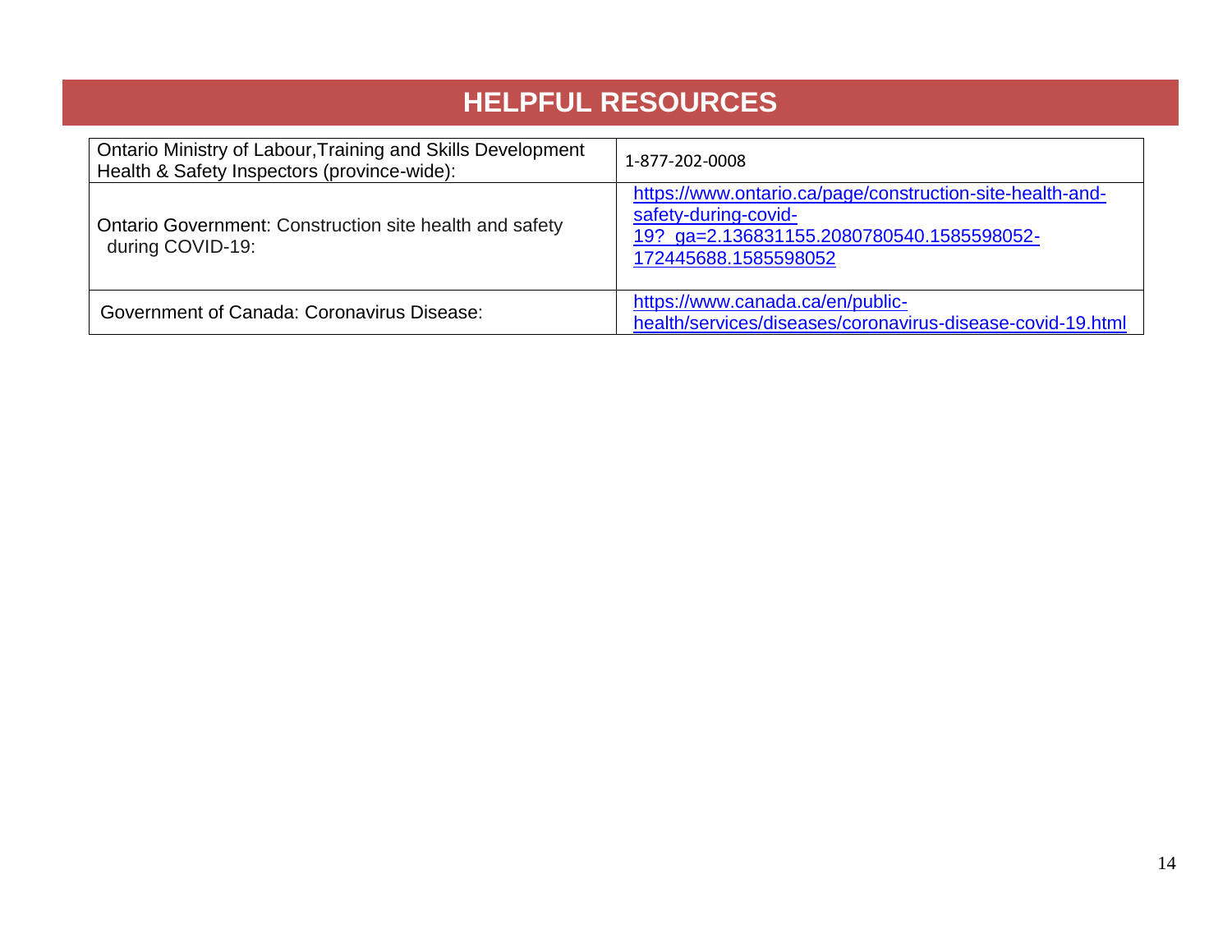# HELPFUL RESOURCES

| | |
|---|---|
| Ontario Ministry of Labour,Training and Skills Development Health & Safety Inspectors (province-wide): | 1-877-202-0008 |
| Ontario Government: Construction site health and safety during COVID-19: | https://www.ontario.ca/page/construction-site-health-and-safety-during-covid-19?_ga=2.136831155.2080780540.1585598052-172445688.1585598052 |
| Government of Canada: Coronavirus Disease: | https://www.canada.ca/en/public-health/services/diseases/coronavirus-disease-covid-19.html |